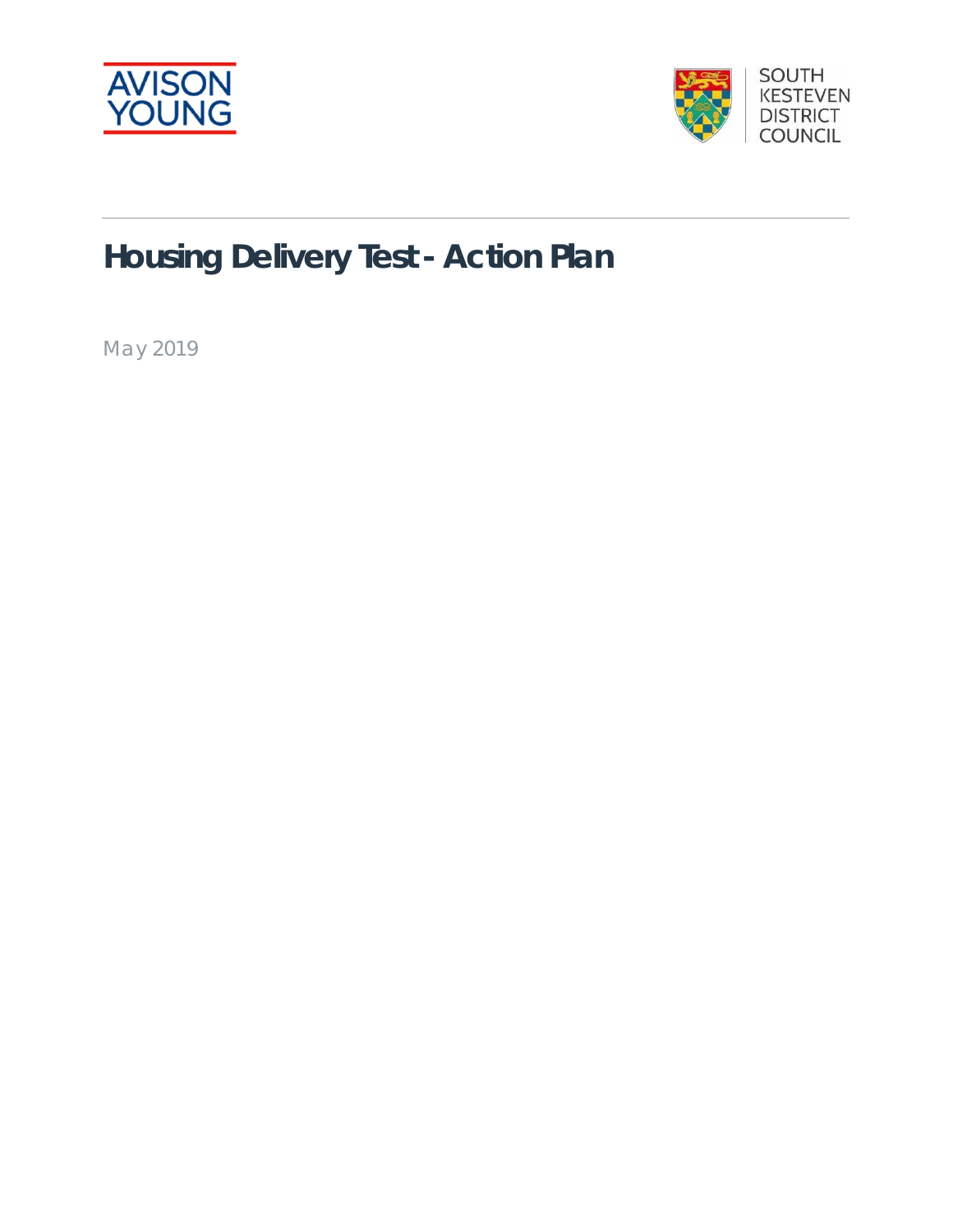AVISON YOUNG

SOUTH KESTEVEN DISTRICT COUNCIL

# Housing Delivery Test - Action Plan

May 2019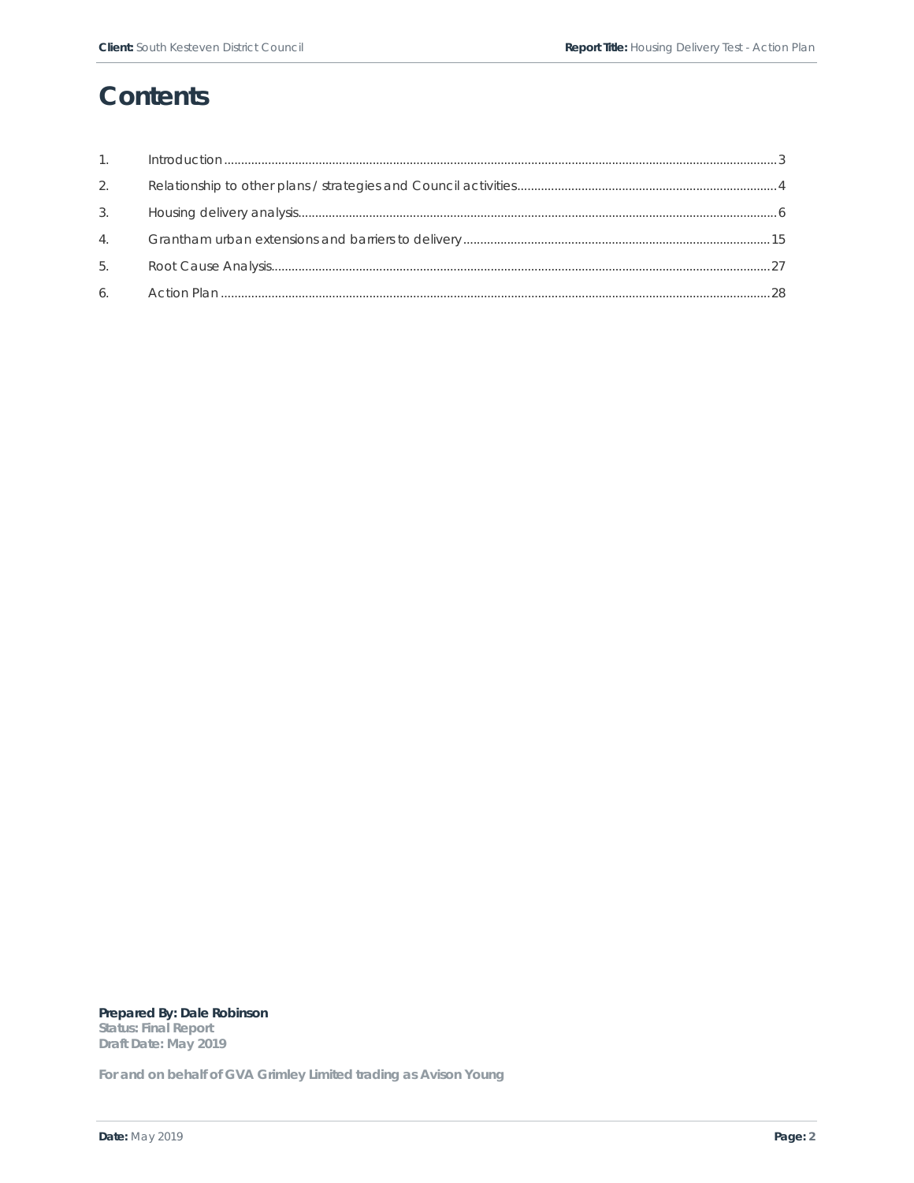# Contents

| | | |
|---|---|---|
| 1. | Introduction | 3 |
| 2. | Relationship to other plans / strategies and Council activities | 4 |
| 3. | Housing delivery analysis | 6 |
| 4. | Grantham urban extensions and barriers to delivery | 15 |
| 5. | Root Cause Analysis | 27 |
| 6. | Action Plan | 28 |

**Prepared By: Dale Robinson**
**Status: Final Report**
**Draft Date: May 2019**

**For and on behalf of GVA Grimley Limited trading as Avison Young**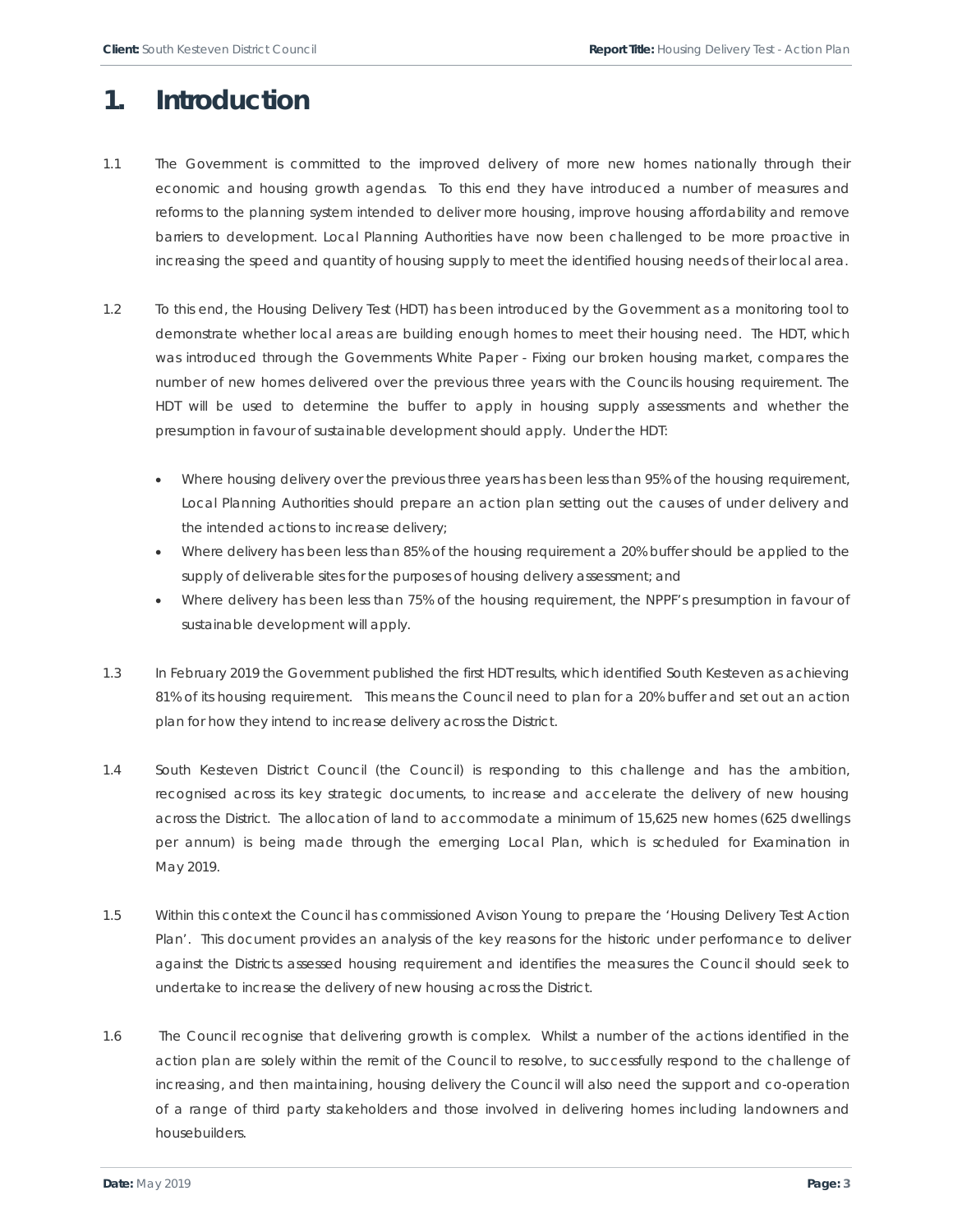# 1. Introduction

1.1 The Government is committed to the improved delivery of more new homes nationally through their economic and housing growth agendas. To this end they have introduced a number of measures and reforms to the planning system intended to deliver more housing, improve housing affordability and remove barriers to development. Local Planning Authorities have now been challenged to be more proactive in increasing the speed and quantity of housing supply to meet the identified housing needs of their local area.

1.2 To this end, the Housing Delivery Test (HDT) has been introduced by the Government as a monitoring tool to demonstrate whether local areas are building enough homes to meet their housing need. The HDT, which was introduced through the Governments White Paper - Fixing our broken housing market, compares the number of new homes delivered over the previous three years with the Councils housing requirement. The HDT will be used to determine the buffer to apply in housing supply assessments and whether the presumption in favour of sustainable development should apply. Under the HDT:

- Where housing delivery over the previous three years has been less than 95% of the housing requirement, Local Planning Authorities should prepare an action plan setting out the causes of under delivery and the intended actions to increase delivery;
- Where delivery has been less than 85% of the housing requirement a 20% buffer should be applied to the supply of deliverable sites for the purposes of housing delivery assessment; and
- Where delivery has been less than 75% of the housing requirement, the NPPF's presumption in favour of sustainable development will apply.

1.3 In February 2019 the Government published the first HDT results, which identified South Kesteven as achieving 81% of its housing requirement. This means the Council need to plan for a 20% buffer and set out an action plan for how they intend to increase delivery across the District.

1.4 South Kesteven District Council (the Council) is responding to this challenge and has the ambition, recognised across its key strategic documents, to increase and accelerate the delivery of new housing across the District. The allocation of land to accommodate a minimum of 15,625 new homes (625 dwellings per annum) is being made through the emerging Local Plan, which is scheduled for Examination in May 2019.

1.5 Within this context the Council has commissioned Avison Young to prepare the 'Housing Delivery Test Action Plan'. This document provides an analysis of the key reasons for the historic under performance to deliver against the Districts assessed housing requirement and identifies the measures the Council should seek to undertake to increase the delivery of new housing across the District.

1.6 The Council recognise that delivering growth is complex. Whilst a number of the actions identified in the action plan are solely within the remit of the Council to resolve, to successfully respond to the challenge of increasing, and then maintaining, housing delivery the Council will also need the support and co-operation of a range of third party stakeholders and those involved in delivering homes including landowners and housebuilders.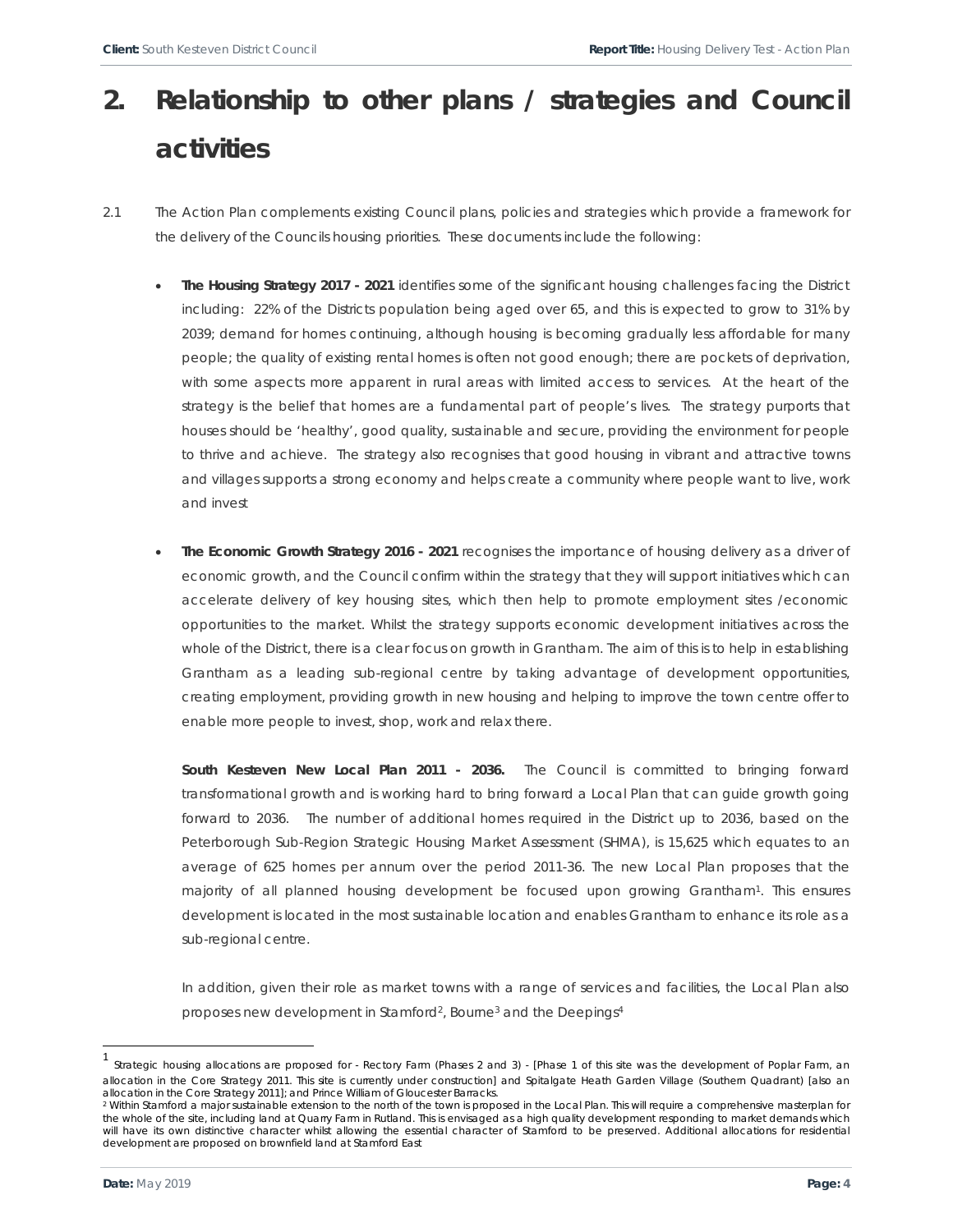# 2. Relationship to other plans / strategies and Council activities

2.1 The Action Plan complements existing Council plans, policies and strategies which provide a framework for the delivery of the Councils housing priorities. These documents include the following:

- **The Housing Strategy 2017 - 2021** identifies some of the significant housing challenges facing the District including: 22% of the Districts population being aged over 65, and this is expected to grow to 31% by 2039; demand for homes continuing, although housing is becoming gradually less affordable for many people; the quality of existing rental homes is often not good enough; there are pockets of deprivation, with some aspects more apparent in rural areas with limited access to services. At the heart of the strategy is the belief that homes are a fundamental part of people's lives. The strategy purports that houses should be 'healthy', good quality, sustainable and secure, providing the environment for people to thrive and achieve. The strategy also recognises that good housing in vibrant and attractive towns and villages supports a strong economy and helps create a community where people want to live, work and invest

- **The Economic Growth Strategy 2016 - 2021** recognises the importance of housing delivery as a driver of economic growth, and the Council confirm within the strategy that they will support initiatives which can accelerate delivery of key housing sites, which then help to promote employment sites /economic opportunities to the market. Whilst the strategy supports economic development initiatives across the whole of the District, there is a clear focus on growth in Grantham. The aim of this is to help in establishing Grantham as a leading sub-regional centre by taking advantage of development opportunities, creating employment, providing growth in new housing and helping to improve the town centre offer to enable more people to invest, shop, work and relax there.

  **South Kesteven New Local Plan 2011 - 2036.** The Council is committed to bringing forward transformational growth and is working hard to bring forward a Local Plan that can guide growth going forward to 2036. The number of additional homes required in the District up to 2036, based on the Peterborough Sub-Region Strategic Housing Market Assessment (SHMA), is 15,625 which equates to an average of 625 homes per annum over the period 2011-36. The new Local Plan proposes that the majority of all planned housing development be focused upon growing Grantham[1]. This ensures development is located in the most sustainable location and enables Grantham to enhance its role as a sub-regional centre.

  In addition, given their role as market towns with a range of services and facilities, the Local Plan also proposes new development in Stamford[2], Bourne[3] and the Deepings[4]

---

[1] Strategic housing allocations are proposed for - Rectory Farm (Phases 2 and 3) - [Phase 1 of this site was the development of Poplar Farm, an allocation in the Core Strategy 2011. This site is currently under construction] and Spitalgate Heath Garden Village (Southern Quadrant) [also an allocation in the Core Strategy 2011]; and Prince William of Gloucester Barracks.

[2] Within Stamford a major sustainable extension to the north of the town is proposed in the Local Plan. This will require a comprehensive masterplan for the whole of the site, including land at Quarry Farm in Rutland. This is envisaged as a high quality development responding to market demands which will have its own distinctive character whilst allowing the essential character of Stamford to be preserved. Additional allocations for residential development are proposed on brownfield land at Stamford East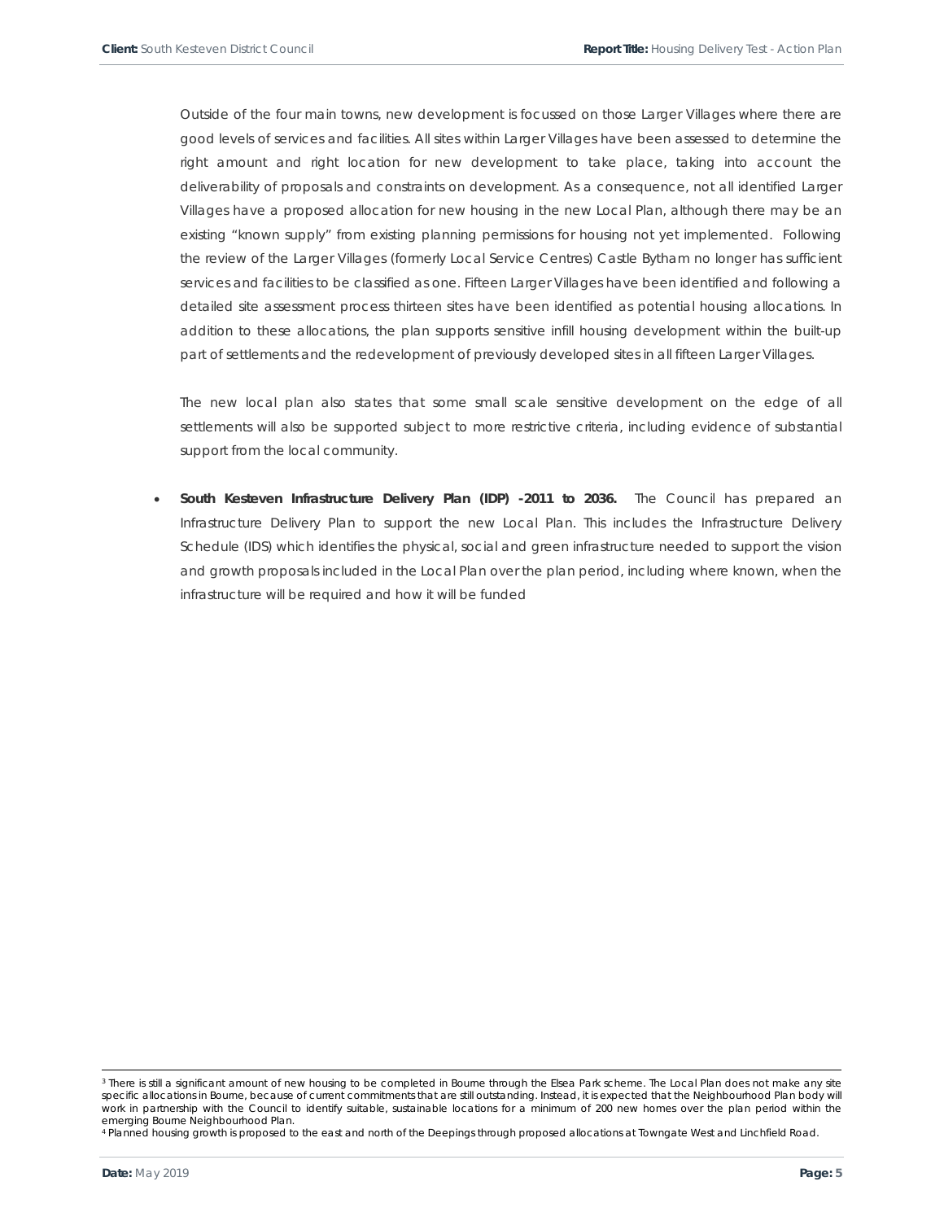Outside of the four main towns, new development is focussed on those Larger Villages where there are good levels of services and facilities. All sites within Larger Villages have been assessed to determine the right amount and right location for new development to take place, taking into account the deliverability of proposals and constraints on development. As a consequence, not all identified Larger Villages have a proposed allocation for new housing in the new Local Plan, although there may be an existing "known supply" from existing planning permissions for housing not yet implemented. Following the review of the Larger Villages (formerly Local Service Centres) Castle Bytham no longer has sufficient services and facilities to be classified as one. Fifteen Larger Villages have been identified and following a detailed site assessment process thirteen sites have been identified as potential housing allocations. In addition to these allocations, the plan supports sensitive infill housing development within the built-up part of settlements and the redevelopment of previously developed sites in all fifteen Larger Villages.

The new local plan also states that some small scale sensitive development on the edge of all settlements will also be supported subject to more restrictive criteria, including evidence of substantial support from the local community.

- **South Kesteven Infrastructure Delivery Plan (IDP) -2011 to 2036.** The Council has prepared an Infrastructure Delivery Plan to support the new Local Plan. This includes the Infrastructure Delivery Schedule (IDS) which identifies the physical, social and green infrastructure needed to support the vision and growth proposals included in the Local Plan over the plan period, including where known, when the infrastructure will be required and how it will be funded

---

[3] There is still a significant amount of new housing to be completed in Bourne through the Elsea Park scheme. The Local Plan does not make any site specific allocations in Bourne, because of current commitments that are still outstanding. Instead, it is expected that the Neighbourhood Plan body will work in partnership with the Council to identify suitable, sustainable locations for a minimum of 200 new homes over the plan period within the emerging Bourne Neighbourhood Plan.

[4] Planned housing growth is proposed to the east and north of the Deepings through proposed allocations at Towngate West and Linchfield Road.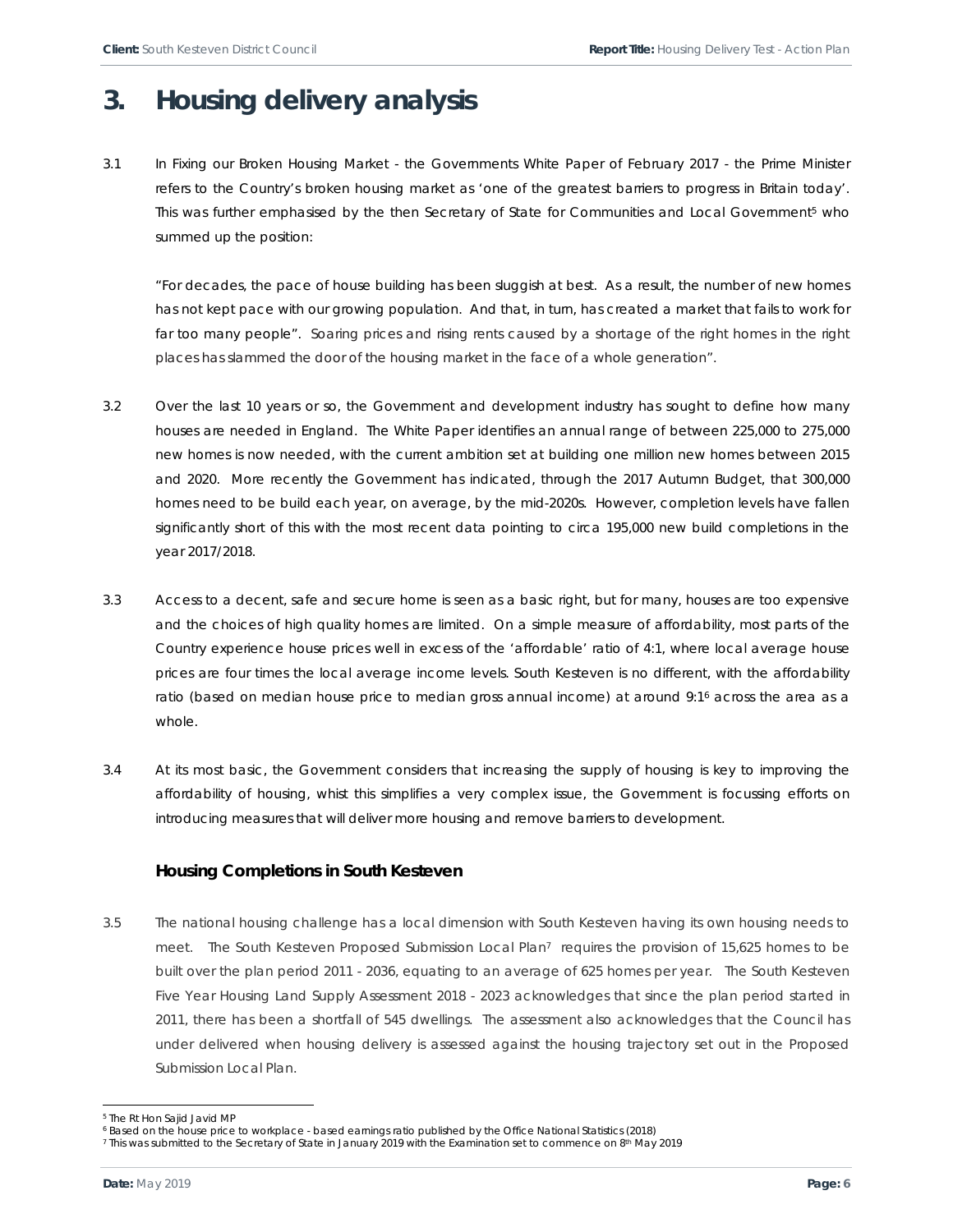# 3. Housing delivery analysis

3.1 In Fixing our Broken Housing Market - the Governments White Paper of February 2017 - the Prime Minister refers to the Country's broken housing market as 'one of the greatest barriers to progress in Britain today'. This was further emphasised by the then Secretary of State for Communities and Local Government[5] who summed up the position:

"For decades, the pace of house building has been sluggish at best. As a result, the number of new homes has not kept pace with our growing population. And that, in turn, has created a market that fails to work for far too many people". Soaring prices and rising rents caused by a shortage of the right homes in the right places has slammed the door of the housing market in the face of a whole generation".

3.2 Over the last 10 years or so, the Government and development industry has sought to define how many houses are needed in England. The White Paper identifies an annual range of between 225,000 to 275,000 new homes is now needed, with the current ambition set at building one million new homes between 2015 and 2020. More recently the Government has indicated, through the 2017 Autumn Budget, that 300,000 homes need to be build each year, on average, by the mid-2020s. However, completion levels have fallen significantly short of this with the most recent data pointing to circa 195,000 new build completions in the year 2017/2018.

3.3 Access to a decent, safe and secure home is seen as a basic right, but for many, houses are too expensive and the choices of high quality homes are limited. On a simple measure of affordability, most parts of the Country experience house prices well in excess of the 'affordable' ratio of 4:1, where local average house prices are four times the local average income levels. South Kesteven is no different, with the affordability ratio (based on median house price to median gross annual income) at around 9:1[6] across the area as a whole.

3.4 At its most basic, the Government considers that increasing the supply of housing is key to improving the affordability of housing, whist this simplifies a very complex issue, the Government is focussing efforts on introducing measures that will deliver more housing and remove barriers to development.

### Housing Completions in South Kesteven

3.5 The national housing challenge has a local dimension with South Kesteven having its own housing needs to meet. The South Kesteven Proposed Submission Local Plan[7] requires the provision of 15,625 homes to be built over the plan period 2011 - 2036, equating to an average of 625 homes per year. The South Kesteven Five Year Housing Land Supply Assessment 2018 - 2023 acknowledges that since the plan period started in 2011, there has been a shortfall of 545 dwellings. The assessment also acknowledges that the Council has under delivered when housing delivery is assessed against the housing trajectory set out in the Proposed Submission Local Plan.

---

[5] The Rt Hon Sajid Javid MP

[6] Based on the house price to workplace - based earnings ratio published by the Office National Statistics (2018)

[7] This was submitted to the Secretary of State in January 2019 with the Examination set to commence on 8th May 2019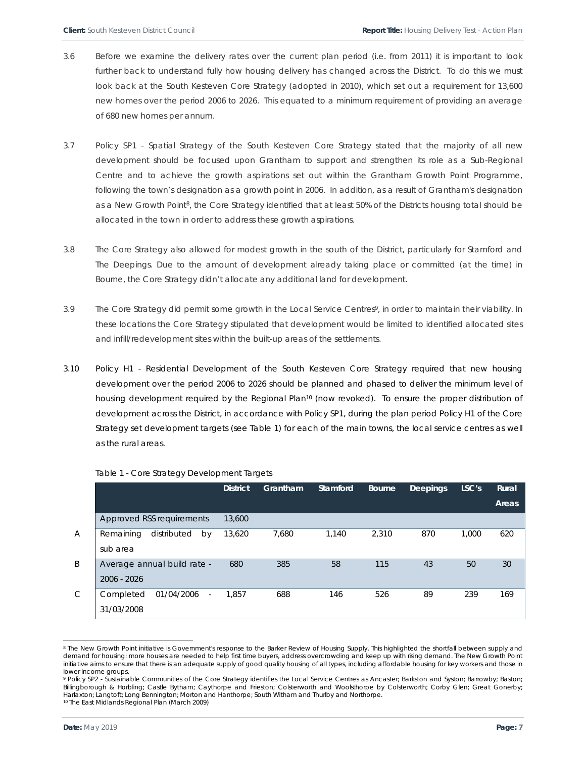3.6 Before we examine the delivery rates over the current plan period (i.e. from 2011) it is important to look further back to understand fully how housing delivery has changed across the District. To do this we must look back at the South Kesteven Core Strategy (adopted in 2010), which set out a requirement for 13,600 new homes over the period 2006 to 2026. This equated to a minimum requirement of providing an average of 680 new homes per annum.

3.7 Policy SP1 - Spatial Strategy of the South Kesteven Core Strategy stated that the majority of all new development should be focused upon Grantham to support and strengthen its role as a Sub-Regional Centre and to achieve the growth aspirations set out within the Grantham Growth Point Programme, following the town's designation as a growth point in 2006. In addition, as a result of Grantham's designation as a New Growth Point[8], the Core Strategy identified that at least 50% of the Districts housing total should be allocated in the town in order to address these growth aspirations.

3.8 The Core Strategy also allowed for modest growth in the south of the District, particularly for Stamford and The Deepings. Due to the amount of development already taking place or committed (at the time) in Bourne, the Core Strategy didn't allocate any additional land for development.

3.9 The Core Strategy did permit some growth in the Local Service Centres[9], in order to maintain their viability. In these locations the Core Strategy stipulated that development would be limited to identified allocated sites and infill/redevelopment sites within the built-up areas of the settlements.

3.10 Policy H1 - Residential Development of the South Kesteven Core Strategy required that new housing development over the period 2006 to 2026 should be planned and phased to deliver the minimum level of housing development required by the Regional Plan[10] (now revoked). To ensure the proper distribution of development across the District, in accordance with Policy SP1, during the plan period Policy H1 of the Core Strategy set development targets (see Table 1) for each of the main towns, the local service centres as well as the rural areas.

Table 1 - Core Strategy Development Targets

| | | District | Grantham | Stamford | Bourne | Deepings | LSC's | Rural Areas |
|---|---|---|---|---|---|---|---|---|
| | Approved RSS requirements | 13,600 | | | | | | |
| A | Remaining distributed by sub area | 13,620 | 7,680 | 1,140 | 2,310 | 870 | 1,000 | 620 |
| B | Average annual build rate - 2006 - 2026 | 680 | 385 | 58 | 115 | 43 | 50 | 30 |
| C | Completed 01/04/2006 - 31/03/2008 | 1,857 | 688 | 146 | 526 | 89 | 239 | 169 |

[8] The New Growth Point initiative is Government's response to the Barker Review of Housing Supply. This highlighted the shortfall between supply and demand for housing: more houses are needed to help first time buyers, address overcrowding and keep up with rising demand. The New Growth Point initiative aims to ensure that there is an adequate supply of good quality housing of all types, including affordable housing for key workers and those in lower income groups.

[9] Policy SP2 - Sustainable Communities of the Core Strategy identifies the Local Service Centres as Ancaster; Barkston and Syston; Barrowby; Baston; Billingborough & Horbling; Castle Bytham; Caythorpe and Frieston; Colsterworth and Woolsthorpe by Colsterworth; Corby Glen; Great Gonerby; Harlaxton; Langtoft; Long Bennington; Morton and Hanthorpe; South Witham and Thurlby and Northorpe.

[10] The East Midlands Regional Plan (March 2009)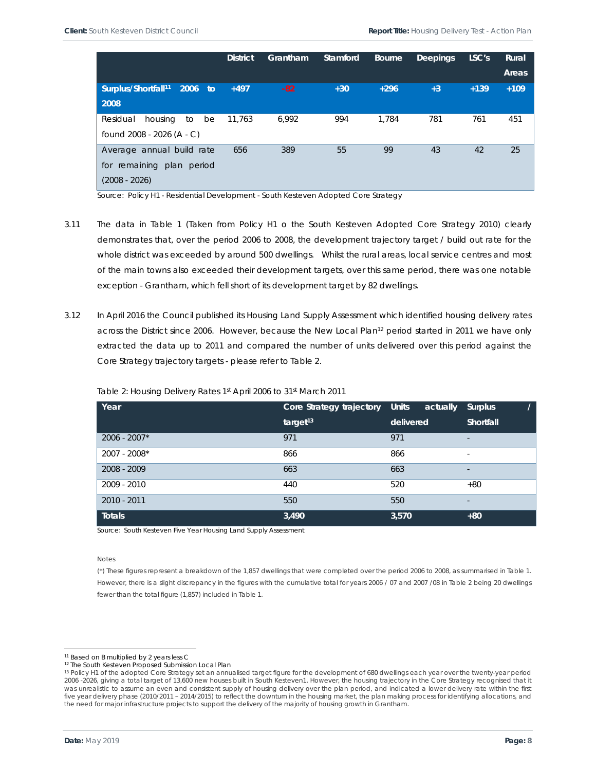| | District | Grantham | Stamford | Bourne | Deepings | LSC's | Rural Areas |
|---|---|---|---|---|---|---|---|
| **Surplus/Shortfall[11] 2006 to 2008** | +497 | -82 | +30 | +296 | +3 | +139 | +109 |
| Residual housing to be found 2008 - 2026 (A - C) | 11,763 | 6,992 | 994 | 1,784 | 781 | 761 | 451 |
| Average annual build rate for remaining plan period (2008 - 2026) | 656 | 389 | 55 | 99 | 43 | 42 | 25 |

Source: Policy H1 - Residential Development - South Kesteven Adopted Core Strategy

3.11 The data in Table 1 (Taken from Policy H1 o the South Kesteven Adopted Core Strategy 2010) clearly demonstrates that, over the period 2006 to 2008, the development trajectory target / build out rate for the whole district was exceeded by around 500 dwellings. Whilst the rural areas, local service centres and most of the main towns also exceeded their development targets, over this same period, there was one notable exception - Grantham, which fell short of its development target by 82 dwellings.

3.12 In April 2016 the Council published its Housing Land Supply Assessment which identified housing delivery rates across the District since 2006. However, because the New Local Plan[12] period started in 2011 we have only extracted the data up to 2011 and compared the number of units delivered over this period against the Core Strategy trajectory targets - please refer to Table 2.

Table 2: Housing Delivery Rates 1st April 2006 to 31st March 2011

| Year | Core Strategy trajectory target[13] | Units actually delivered | Surplus / Shortfall |
|---|---|---|---|
| 2006 - 2007* | 971 | 971 | - |
| 2007 - 2008* | 866 | 866 | - |
| 2008 - 2009 | 663 | 663 | - |
| 2009 - 2010 | 440 | 520 | +80 |
| 2010 - 2011 | 550 | 550 | - |
| **Totals** | **3,490** | **3,570** | **+80** |

Source: South Kesteven Five Year Housing Land Supply Assessment

Notes

(*) These figures represent a breakdown of the 1,857 dwellings that were completed over the period 2006 to 2008, as summarised in Table 1. However, there is a slight discrepancy in the figures with the cumulative total for years 2006 / 07 and 2007 /08 in Table 2 being 20 dwellings fewer than the total figure (1,857) included in Table 1.

[11] Based on B multiplied by 2 years less C

[12] The South Kesteven Proposed Submission Local Plan

[13] Policy H1 of the adopted Core Strategy set an annualised target figure for the development of 680 dwellings each year over the twenty-year period 2006 -2026, giving a total target of 13,600 new houses built in South Kesteven1. However, the housing trajectory in the Core Strategy recognised that it was unrealistic to assume an even and consistent supply of housing delivery over the plan period, and indicated a lower delivery rate within the first five year delivery phase (2010/2011 – 2014/2015) to reflect the downturn in the housing market, the plan making process for identifying allocations, and the need for major infrastructure projects to support the delivery of the majority of housing growth in Grantham.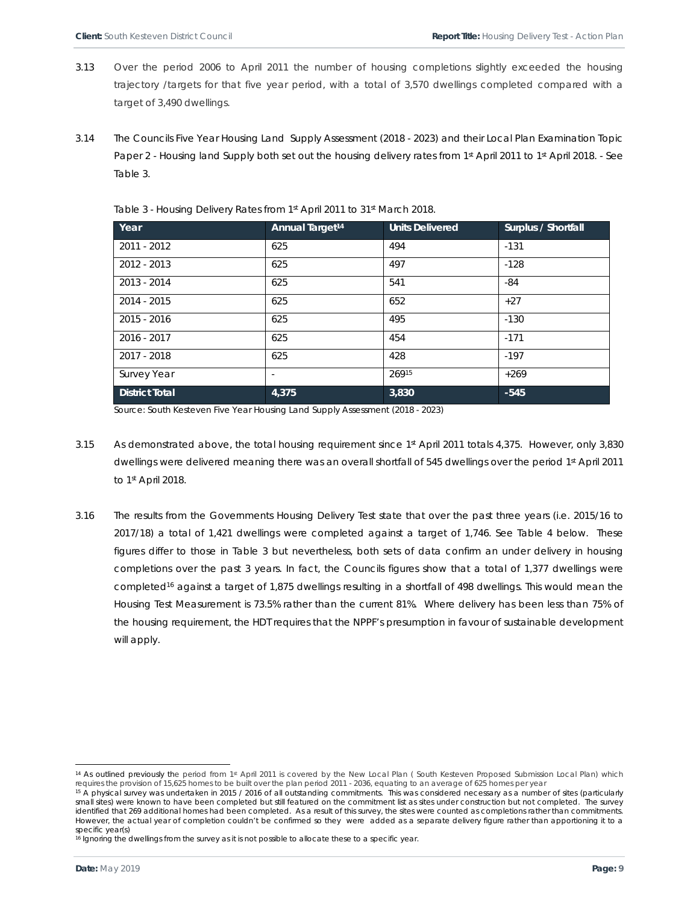3.13 Over the period 2006 to April 2011 the number of housing completions slightly exceeded the housing trajectory /targets for that five year period, with a total of 3,570 dwellings completed compared with a target of 3,490 dwellings.

3.14 The Councils Five Year Housing Land Supply Assessment (2018 - 2023) and their Local Plan Examination Topic Paper 2 - Housing land Supply both set out the housing delivery rates from 1st April 2011 to 1st April 2018. - See Table 3.

Table 3 - Housing Delivery Rates from 1st April 2011 to 31st March 2018.

| Year | Annual Target[14] | Units Delivered | Surplus / Shortfall |
|---|---|---|---|
| 2011 - 2012 | 625 | 494 | -131 |
| 2012 - 2013 | 625 | 497 | -128 |
| 2013 - 2014 | 625 | 541 | -84 |
| 2014 - 2015 | 625 | 652 | +27 |
| 2015 - 2016 | 625 | 495 | -130 |
| 2016 - 2017 | 625 | 454 | -171 |
| 2017 - 2018 | 625 | 428 | -197 |
| Survey Year | - | 269[15] | +269 |
| **District Total** | **4,375** | **3,830** | **-545** |

Source: South Kesteven Five Year Housing Land Supply Assessment (2018 - 2023)

3.15 As demonstrated above, the total housing requirement since 1st April 2011 totals 4,375. However, only 3,830 dwellings were delivered meaning there was an overall shortfall of 545 dwellings over the period 1st April 2011 to 1st April 2018.

3.16 The results from the Governments Housing Delivery Test state that over the past three years (i.e. 2015/16 to 2017/18) a total of 1,421 dwellings were completed against a target of 1,746. See Table 4 below. These figures differ to those in Table 3 but nevertheless, both sets of data confirm an under delivery in housing completions over the past 3 years. In fact, the Councils figures show that a total of 1,377 dwellings were completed[16] against a target of 1,875 dwellings resulting in a shortfall of 498 dwellings. This would mean the Housing Test Measurement is 73.5% rather than the current 81%. Where delivery has been less than 75% of the housing requirement, the HDT requires that the NPPF's presumption in favour of sustainable development will apply.

---

[14] As outlined previously the period from 1st April 2011 is covered by the New Local Plan ( South Kesteven Proposed Submission Local Plan) which requires the provision of 15,625 homes to be built over the plan period 2011 - 2036, equating to an average of 625 homes per year

[15] A physical survey was undertaken in 2015 / 2016 of all outstanding commitments. This was considered necessary as a number of sites (particularly small sites) were known to have been completed but still featured on the commitment list as sites under construction but not completed. The survey identified that 269 additional homes had been completed. As a result of this survey, the sites were counted as completions rather than commitments. However, the actual year of completion couldn't be confirmed so they were added as a separate delivery figure rather than apportioning it to a specific year(s)

[16] Ignoring the dwellings from the survey as it is not possible to allocate these to a specific year.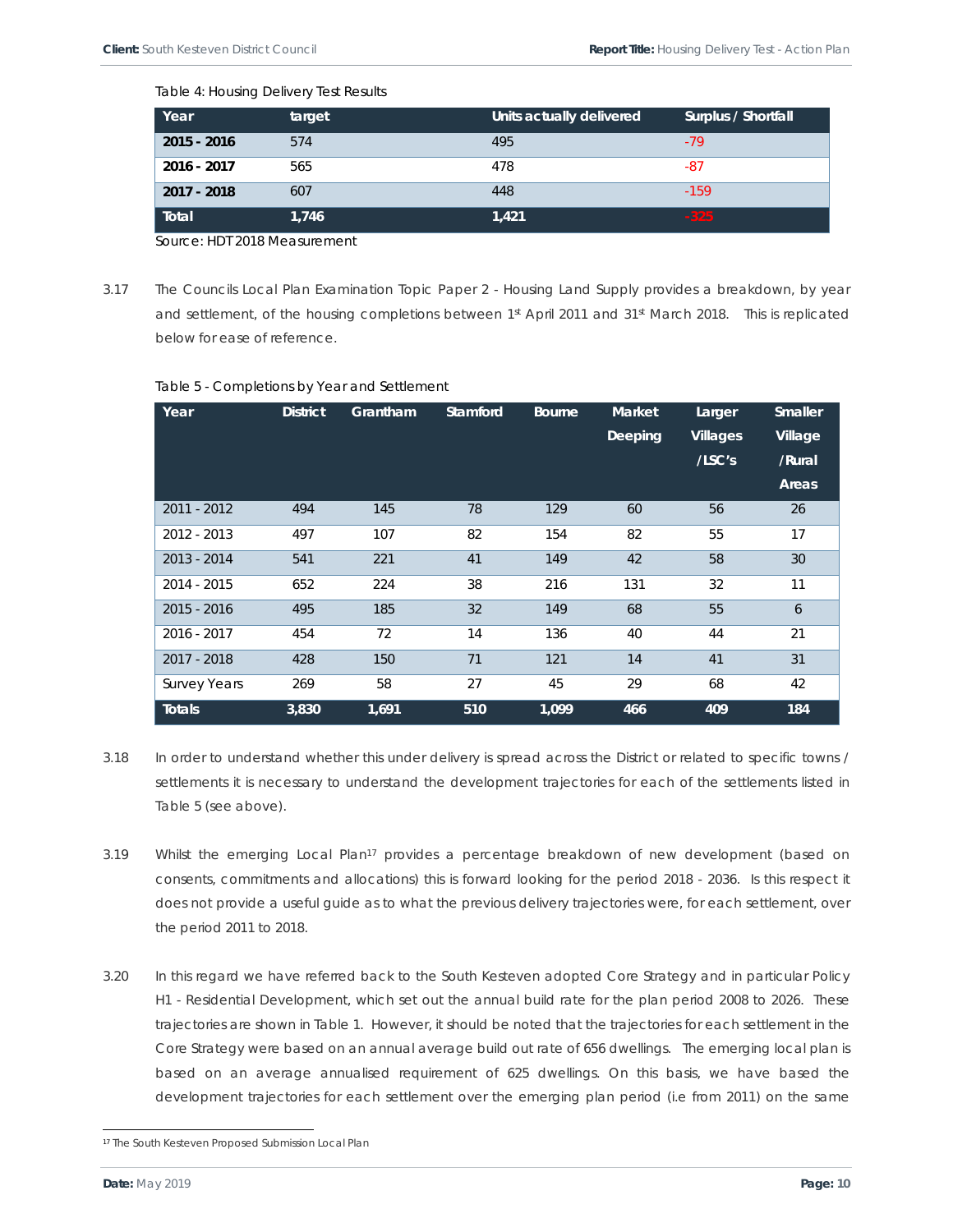Table 4: Housing Delivery Test Results

| Year | target | Units actually delivered | Surplus / Shortfall |
|---|---|---|---|
| **2015 - 2016** | 574 | 495 | -79 |
| **2016 - 2017** | 565 | 478 | -87 |
| **2017 - 2018** | 607 | 448 | -159 |
| **Total** | **1,746** | **1,421** | **-325** |

Source: HDT 2018 Measurement

3.17 The Councils Local Plan Examination Topic Paper 2 - Housing Land Supply provides a breakdown, by year and settlement, of the housing completions between 1st April 2011 and 31st March 2018. This is replicated below for ease of reference.

Table 5 - Completions by Year and Settlement

| Year | District | Grantham | Stamford | Bourne | Market Deeping | Larger Villages /LSC's | Smaller Village /Rural Areas |
|---|---|---|---|---|---|---|---|
| 2011 - 2012 | 494 | 145 | 78 | 129 | 60 | 56 | 26 |
| 2012 - 2013 | 497 | 107 | 82 | 154 | 82 | 55 | 17 |
| 2013 - 2014 | 541 | 221 | 41 | 149 | 42 | 58 | 30 |
| 2014 - 2015 | 652 | 224 | 38 | 216 | 131 | 32 | 11 |
| 2015 - 2016 | 495 | 185 | 32 | 149 | 68 | 55 | 6 |
| 2016 - 2017 | 454 | 72 | 14 | 136 | 40 | 44 | 21 |
| 2017 - 2018 | 428 | 150 | 71 | 121 | 14 | 41 | 31 |
| Survey Years | 269 | 58 | 27 | 45 | 29 | 68 | 42 |
| **Totals** | **3,830** | **1,691** | **510** | **1,099** | **466** | **409** | **184** |

3.18 In order to understand whether this under delivery is spread across the District or related to specific towns / settlements it is necessary to understand the development trajectories for each of the settlements listed in Table 5 (see above).

3.19 Whilst the emerging Local Plan[17] provides a percentage breakdown of new development (based on consents, commitments and allocations) this is forward looking for the period 2018 - 2036. Is this respect it does not provide a useful guide as to what the previous delivery trajectories were, for each settlement, over the period 2011 to 2018.

3.20 In this regard we have referred back to the South Kesteven adopted Core Strategy and in particular Policy H1 - Residential Development, which set out the annual build rate for the plan period 2008 to 2026. These trajectories are shown in Table 1. However, it should be noted that the trajectories for each settlement in the Core Strategy were based on an annual average build out rate of 656 dwellings. The emerging local plan is based on an average annualised requirement of 625 dwellings. On this basis, we have based the development trajectories for each settlement over the emerging plan period (i.e from 2011) on the same

[17] The South Kesteven Proposed Submission Local Plan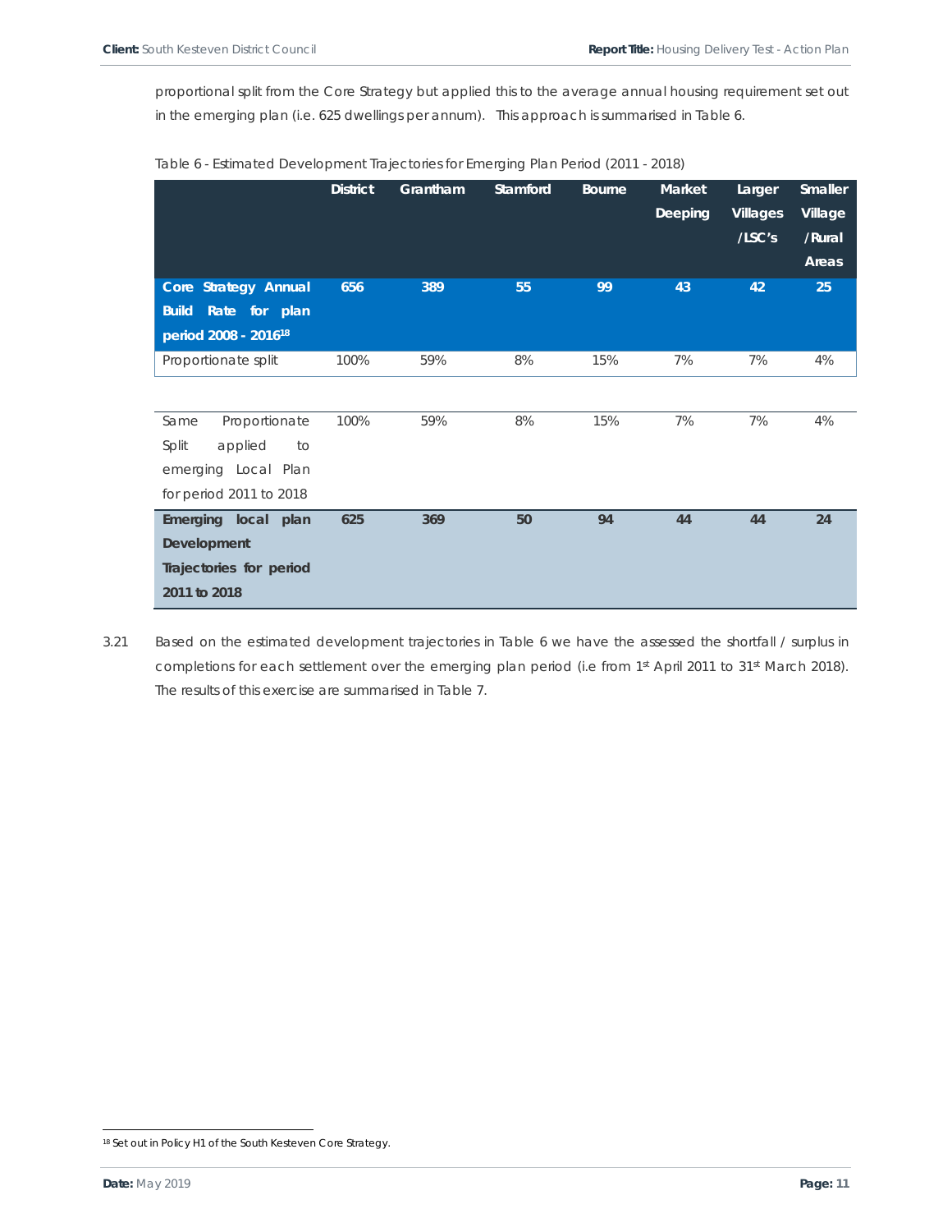proportional split from the Core Strategy but applied this to the average annual housing requirement set out in the emerging plan (i.e. 625 dwellings per annum). This approach is summarised in Table 6.

Table 6 - Estimated Development Trajectories for Emerging Plan Period (2011 - 2018)

| | District | Grantham | Stamford | Bourne | Market Deeping | Larger Villages /LSC's | Smaller Village /Rural Areas |
|---|---|---|---|---|---|---|---|
| **Core Strategy Annual Build Rate for plan period 2008 - 2016[18]** | **656** | **389** | **55** | **99** | **43** | **42** | **25** |
| Proportionate split | 100% | 59% | 8% | 15% | 7% | 7% | 4% |
| Same Proportionate Split applied to emerging Local Plan for period 2011 to 2018 | 100% | 59% | 8% | 15% | 7% | 7% | 4% |
| **Emerging local plan Development Trajectories for period 2011 to 2018** | **625** | **369** | **50** | **94** | **44** | **44** | **24** |

3.21 Based on the estimated development trajectories in Table 6 we have the assessed the shortfall / surplus in completions for each settlement over the emerging plan period (i.e from 1st April 2011 to 31st March 2018). The results of this exercise are summarised in Table 7.

[18] Set out in Policy H1 of the South Kesteven Core Strategy.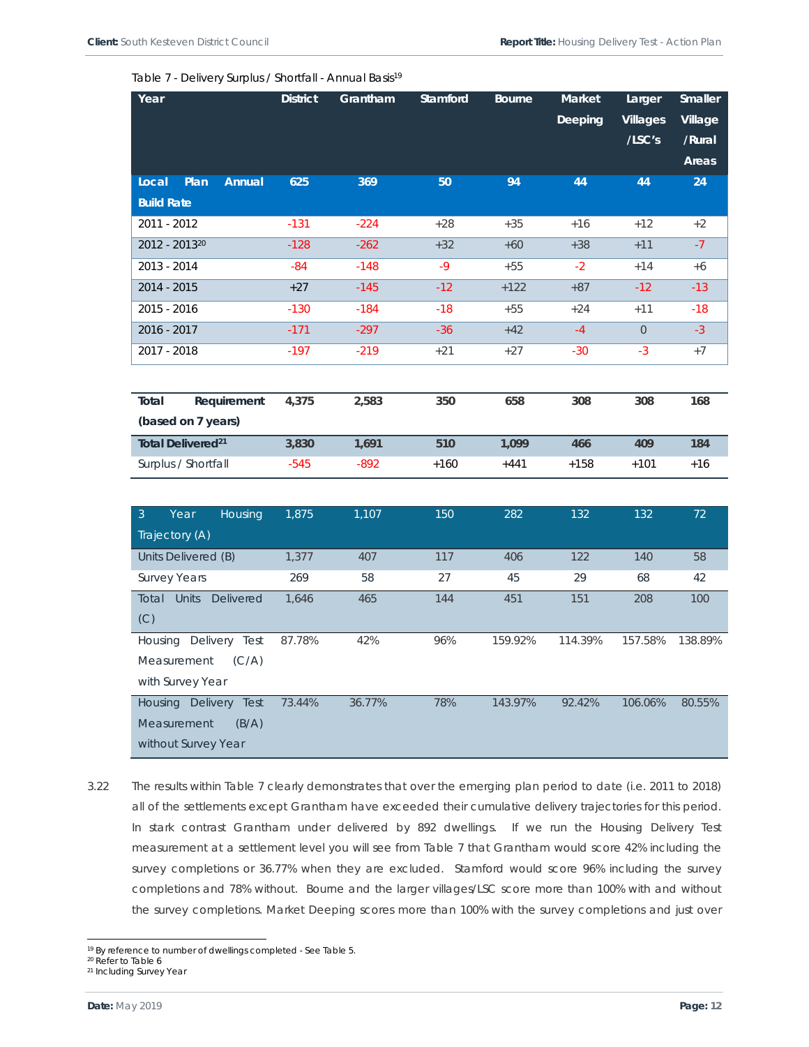Table 7 - Delivery Surplus / Shortfall - Annual Basis[19]

| Year | District | Grantham | Stamford | Bourne | Market Deeping | Larger Villages /LSC's | Smaller Village /Rural Areas |
|---|---|---|---|---|---|---|---|
| **Local Plan Annual Build Rate** | **625** | **369** | **50** | **94** | **44** | **44** | **24** |
| 2011 - 2012 | -131 | -224 | +28 | +35 | +16 | +12 | +2 |
| 2012 - 2013[20] | -128 | -262 | +32 | +60 | +38 | +11 | -7 |
| 2013 - 2014 | -84 | -148 | -9 | +55 | -2 | +14 | +6 |
| 2014 - 2015 | +27 | -145 | -12 | +122 | +87 | -12 | -13 |
| 2015 - 2016 | -130 | -184 | -18 | +55 | +24 | +11 | -18 |
| 2016 - 2017 | -171 | -297 | -36 | +42 | -4 | 0 | -3 |
| 2017 - 2018 | -197 | -219 | +21 | +27 | -30 | -3 | +7 |

| | | | | | | | |
|---|---|---|---|---|---|---|---|
| **Total Requirement (based on 7 years)** | **4,375** | **2,583** | **350** | **658** | **308** | **308** | **168** |
| **Total Delivered[21]** | **3,830** | **1,691** | **510** | **1,099** | **466** | **409** | **184** |
| Surplus / Shortfall | -545 | -892 | +160 | +441 | +158 | +101 | +16 |

| | | | | | | | |
|---|---|---|---|---|---|---|---|
| 3 Year Housing Trajectory (A) | 1,875 | 1,107 | 150 | 282 | 132 | 132 | 72 |
| Units Delivered (B) | 1,377 | 407 | 117 | 406 | 122 | 140 | 58 |
| Survey Years | 269 | 58 | 27 | 45 | 29 | 68 | 42 |
| Total Units Delivered (C) | 1,646 | 465 | 144 | 451 | 151 | 208 | 100 |
| Housing Delivery Test Measurement (C/A) with Survey Year | 87.78% | 42% | 96% | 159.92% | 114.39% | 157.58% | 138.89% |
| Housing Delivery Test Measurement (B/A) without Survey Year | 73.44% | 36.77% | 78% | 143.97% | 92.42% | 106.06% | 80.55% |

3.22 The results within Table 7 clearly demonstrates that over the emerging plan period to date (i.e. 2011 to 2018) all of the settlements except Grantham have exceeded their cumulative delivery trajectories for this period. In stark contrast Grantham under delivered by 892 dwellings. If we run the Housing Delivery Test measurement at a settlement level you will see from Table 7 that Grantham would score 42% including the survey completions or 36.77% when they are excluded. Stamford would score 96% including the survey completions and 78% without. Bourne and the larger villages/LSC score more than 100% with and without the survey completions. Market Deeping scores more than 100% with the survey completions and just over

[19] By reference to number of dwellings completed - See Table 5.
[20] Refer to Table 6
[21] Including Survey Year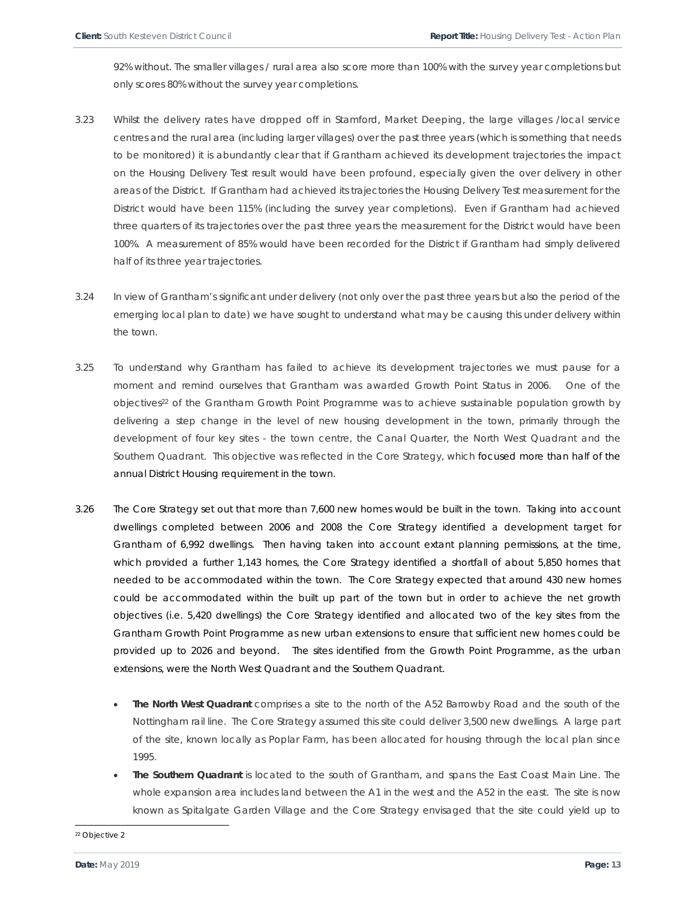92% without. The smaller villages / rural area also score more than 100% with the survey year completions but only scores 80% without the survey year completions.

3.23 Whilst the delivery rates have dropped off in Stamford, Market Deeping, the large villages /local service centres and the rural area (including larger villages) over the past three years (which is something that needs to be monitored) it is abundantly clear that if Grantham achieved its development trajectories the impact on the Housing Delivery Test result would have been profound, especially given the over delivery in other areas of the District. If Grantham had achieved its trajectories the Housing Delivery Test measurement for the District would have been 115% (including the survey year completions). Even if Grantham had achieved three quarters of its trajectories over the past three years the measurement for the District would have been 100%. A measurement of 85% would have been recorded for the District if Grantham had simply delivered half of its three year trajectories.

3.24 In view of Grantham's significant under delivery (not only over the past three years but also the period of the emerging local plan to date) we have sought to understand what may be causing this under delivery within the town.

3.25 To understand why Grantham has failed to achieve its development trajectories we must pause for a moment and remind ourselves that Grantham was awarded Growth Point Status in 2006. One of the objectives[22] of the Grantham Growth Point Programme was to achieve sustainable population growth by delivering a step change in the level of new housing development in the town, primarily through the development of four key sites - the town centre, the Canal Quarter, the North West Quadrant and the Southern Quadrant. This objective was reflected in the Core Strategy, which focused more than half of the annual District Housing requirement in the town.

3.26 The Core Strategy set out that more than 7,600 new homes would be built in the town. Taking into account dwellings completed between 2006 and 2008 the Core Strategy identified a development target for Grantham of 6,992 dwellings. Then having taken into account extant planning permissions, at the time, which provided a further 1,143 homes, the Core Strategy identified a shortfall of about 5,850 homes that needed to be accommodated within the town. The Core Strategy expected that around 430 new homes could be accommodated within the built up part of the town but in order to achieve the net growth objectives (i.e. 5,420 dwellings) the Core Strategy identified and allocated two of the key sites from the Grantham Growth Point Programme as new urban extensions to ensure that sufficient new homes could be provided up to 2026 and beyond. The sites identified from the Growth Point Programme, as the urban extensions, were the North West Quadrant and the Southern Quadrant.

- **The North West Quadrant** comprises a site to the north of the A52 Barrowby Road and the south of the Nottingham rail line. The Core Strategy assumed this site could deliver 3,500 new dwellings. A large part of the site, known locally as Poplar Farm, has been allocated for housing through the local plan since 1995.
- **The Southern Quadrant** is located to the south of Grantham, and spans the East Coast Main Line. The whole expansion area includes land between the A1 in the west and the A52 in the east. The site is now known as Spitalgate Garden Village and the Core Strategy envisaged that the site could yield up to

[22] Objective 2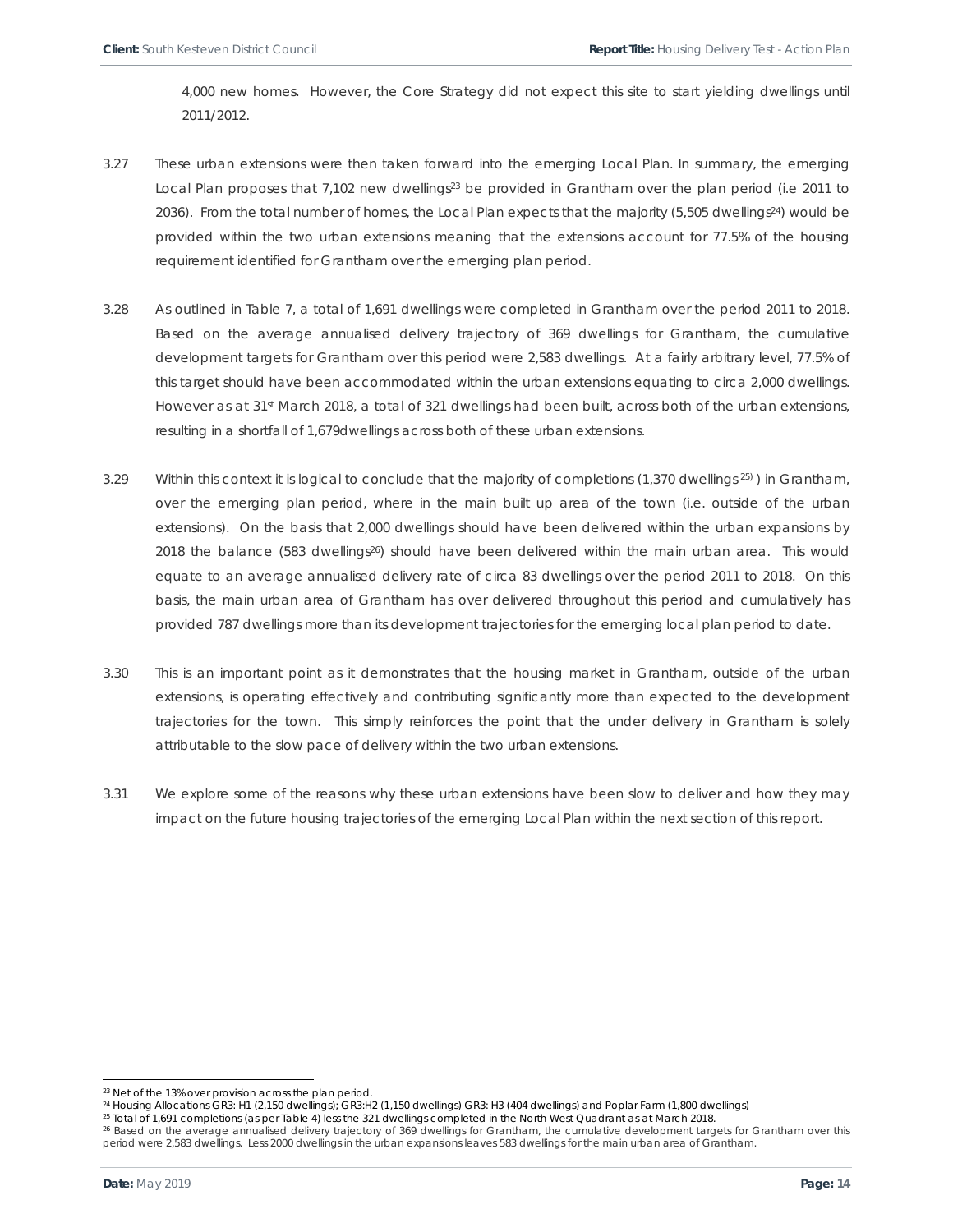4,000 new homes. However, the Core Strategy did not expect this site to start yielding dwellings until 2011/2012.

3.27 These urban extensions were then taken forward into the emerging Local Plan. In summary, the emerging Local Plan proposes that 7,102 new dwellings[23] be provided in Grantham over the plan period (i.e 2011 to 2036). From the total number of homes, the Local Plan expects that the majority (5,505 dwellings[24]) would be provided within the two urban extensions meaning that the extensions account for 77.5% of the housing requirement identified for Grantham over the emerging plan period.

3.28 As outlined in Table 7, a total of 1,691 dwellings were completed in Grantham over the period 2011 to 2018. Based on the average annualised delivery trajectory of 369 dwellings for Grantham, the cumulative development targets for Grantham over this period were 2,583 dwellings. At a fairly arbitrary level, 77.5% of this target should have been accommodated within the urban extensions equating to circa 2,000 dwellings. However as at 31st March 2018, a total of 321 dwellings had been built, across both of the urban extensions, resulting in a shortfall of 1,679dwellings across both of these urban extensions.

3.29 Within this context it is logical to conclude that the majority of completions (1,370 dwellings[25]) ) in Grantham, over the emerging plan period, where in the main built up area of the town (i.e. outside of the urban extensions). On the basis that 2,000 dwellings should have been delivered within the urban expansions by 2018 the balance (583 dwellings[26]) should have been delivered within the main urban area. This would equate to an average annualised delivery rate of circa 83 dwellings over the period 2011 to 2018. On this basis, the main urban area of Grantham has over delivered throughout this period and cumulatively has provided 787 dwellings more than its development trajectories for the emerging local plan period to date.

3.30 This is an important point as it demonstrates that the housing market in Grantham, outside of the urban extensions, is operating effectively and contributing significantly more than expected to the development trajectories for the town. This simply reinforces the point that the under delivery in Grantham is solely attributable to the slow pace of delivery within the two urban extensions.

3.31 We explore some of the reasons why these urban extensions have been slow to deliver and how they may impact on the future housing trajectories of the emerging Local Plan within the next section of this report.

---

[23] Net of the 13% over provision across the plan period.

[24] Housing Allocations GR3: H1 (2,150 dwellings); GR3:H2 (1,150 dwellings) GR3: H3 (404 dwellings) and Poplar Farm (1,800 dwellings)

[25] Total of 1,691 completions (as per Table 4) less the 321 dwellings completed in the North West Quadrant as at March 2018.

[26] Based on the average annualised delivery trajectory of 369 dwellings for Grantham, the cumulative development targets for Grantham over this period were 2,583 dwellings. Less 2000 dwellings in the urban expansions leaves 583 dwellings for the main urban area of Grantham.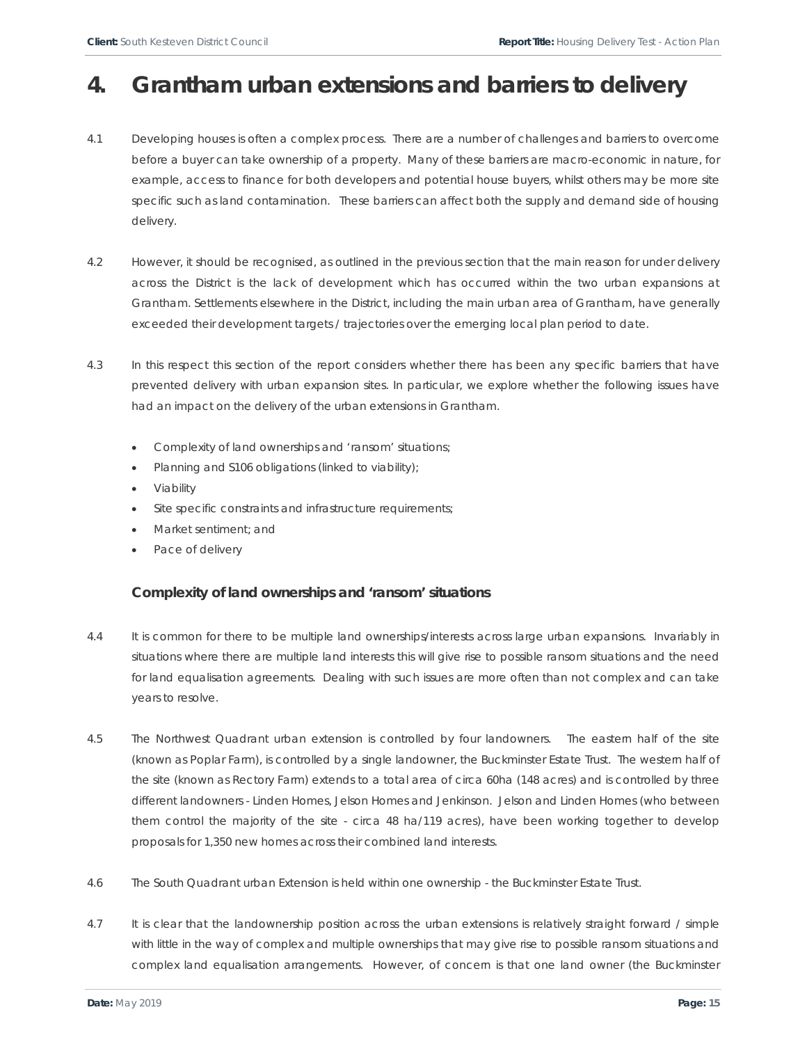# 4. Grantham urban extensions and barriers to delivery

4.1 Developing houses is often a complex process. There are a number of challenges and barriers to overcome before a buyer can take ownership of a property. Many of these barriers are macro-economic in nature, for example, access to finance for both developers and potential house buyers, whilst others may be more site specific such as land contamination. These barriers can affect both the supply and demand side of housing delivery.

4.2 However, it should be recognised, as outlined in the previous section that the main reason for under delivery across the District is the lack of development which has occurred within the two urban expansions at Grantham. Settlements elsewhere in the District, including the main urban area of Grantham, have generally exceeded their development targets / trajectories over the emerging local plan period to date.

4.3 In this respect this section of the report considers whether there has been any specific barriers that have prevented delivery with urban expansion sites. In particular, we explore whether the following issues have had an impact on the delivery of the urban extensions in Grantham.

- Complexity of land ownerships and 'ransom' situations;
- Planning and S106 obligations (linked to viability);
- Viability
- Site specific constraints and infrastructure requirements;
- Market sentiment; and
- Pace of delivery

### Complexity of land ownerships and 'ransom' situations

4.4 It is common for there to be multiple land ownerships/interests across large urban expansions. Invariably in situations where there are multiple land interests this will give rise to possible ransom situations and the need for land equalisation agreements. Dealing with such issues are more often than not complex and can take years to resolve.

4.5 The Northwest Quadrant urban extension is controlled by four landowners. The eastern half of the site (known as Poplar Farm), is controlled by a single landowner, the Buckminster Estate Trust. The western half of the site (known as Rectory Farm) extends to a total area of circa 60ha (148 acres) and is controlled by three different landowners - Linden Homes, Jelson Homes and Jenkinson. Jelson and Linden Homes (who between them control the majority of the site - circa 48 ha/119 acres), have been working together to develop proposals for 1,350 new homes across their combined land interests.

4.6 The South Quadrant urban Extension is held within one ownership - the Buckminster Estate Trust.

4.7 It is clear that the landownership position across the urban extensions is relatively straight forward / simple with little in the way of complex and multiple ownerships that may give rise to possible ransom situations and complex land equalisation arrangements. However, of concern is that one land owner (the Buckminster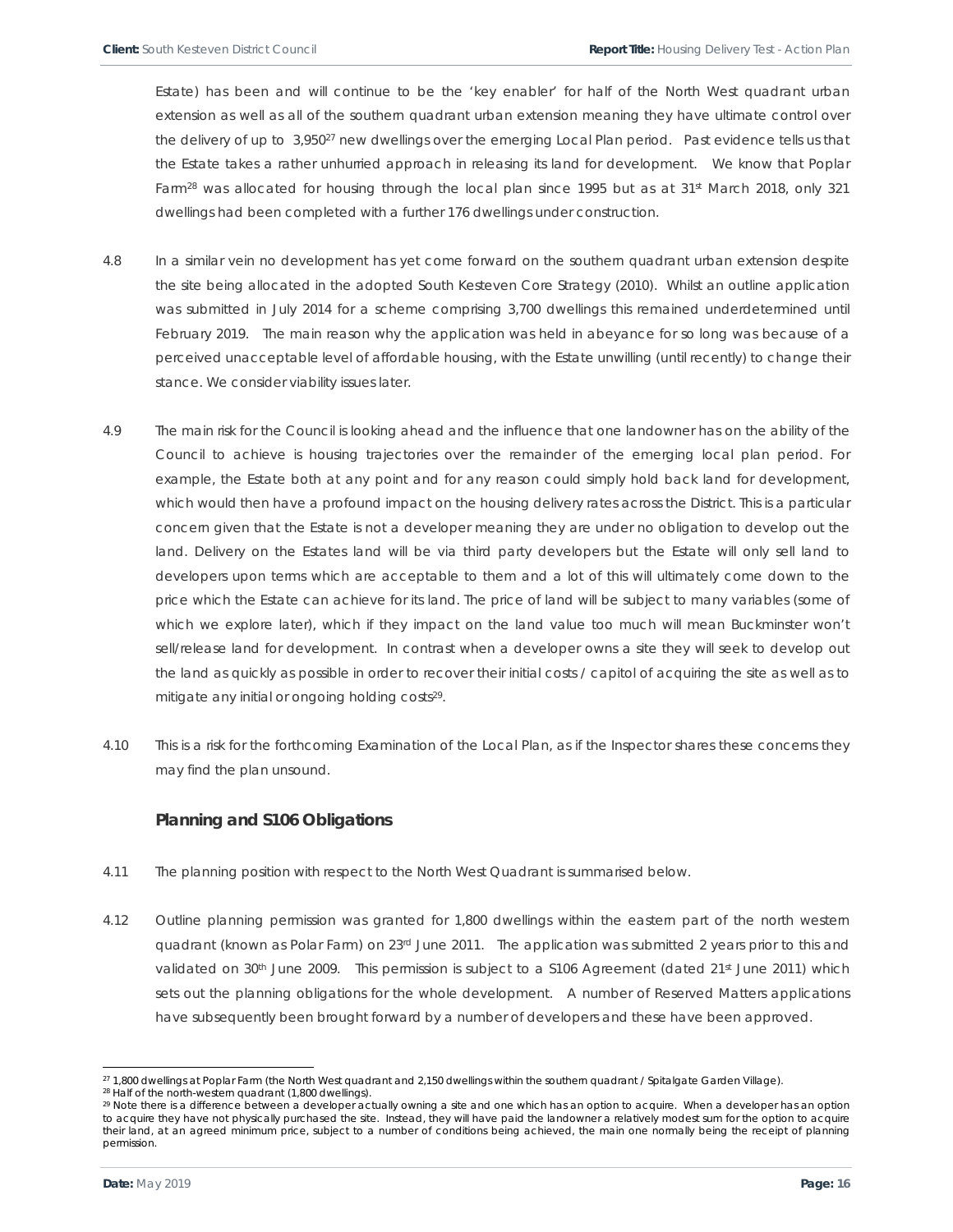Estate) has been and will continue to be the 'key enabler' for half of the North West quadrant urban extension as well as all of the southern quadrant urban extension meaning they have ultimate control over the delivery of up to 3,950[27] new dwellings over the emerging Local Plan period. Past evidence tells us that the Estate takes a rather unhurried approach in releasing its land for development. We know that Poplar Farm[28] was allocated for housing through the local plan since 1995 but as at 31st March 2018, only 321 dwellings had been completed with a further 176 dwellings under construction.

4.8 In a similar vein no development has yet come forward on the southern quadrant urban extension despite the site being allocated in the adopted South Kesteven Core Strategy (2010). Whilst an outline application was submitted in July 2014 for a scheme comprising 3,700 dwellings this remained underdetermined until February 2019. The main reason why the application was held in abeyance for so long was because of a perceived unacceptable level of affordable housing, with the Estate unwilling (until recently) to change their stance. We consider viability issues later.

4.9 The main risk for the Council is looking ahead and the influence that one landowner has on the ability of the Council to achieve is housing trajectories over the remainder of the emerging local plan period. For example, the Estate both at any point and for any reason could simply hold back land for development, which would then have a profound impact on the housing delivery rates across the District. This is a particular concern given that the Estate is not a developer meaning they are under no obligation to develop out the land. Delivery on the Estates land will be via third party developers but the Estate will only sell land to developers upon terms which are acceptable to them and a lot of this will ultimately come down to the price which the Estate can achieve for its land. The price of land will be subject to many variables (some of which we explore later), which if they impact on the land value too much will mean Buckminster won't sell/release land for development. In contrast when a developer owns a site they will seek to develop out the land as quickly as possible in order to recover their initial costs / capitol of acquiring the site as well as to mitigate any initial or ongoing holding costs[29].

4.10 This is a risk for the forthcoming Examination of the Local Plan, as if the Inspector shares these concerns they may find the plan unsound.

### Planning and S106 Obligations

4.11 The planning position with respect to the North West Quadrant is summarised below.

4.12 Outline planning permission was granted for 1,800 dwellings within the eastern part of the north western quadrant (known as Polar Farm) on 23rd June 2011. The application was submitted 2 years prior to this and validated on 30th June 2009. This permission is subject to a S106 Agreement (dated 21st June 2011) which sets out the planning obligations for the whole development. A number of Reserved Matters applications have subsequently been brought forward by a number of developers and these have been approved.

---

[27] 1,800 dwellings at Poplar Farm (the North West quadrant and 2,150 dwellings within the southern quadrant / Spitalgate Garden Village).

[28] Half of the north-western quadrant (1,800 dwellings).

[29] Note there is a difference between a developer actually owning a site and one which has an option to acquire. When a developer has an option to acquire they have not physically purchased the site. Instead, they will have paid the landowner a relatively modest sum for the option to acquire their land, at an agreed minimum price, subject to a number of conditions being achieved, the main one normally being the receipt of planning permission.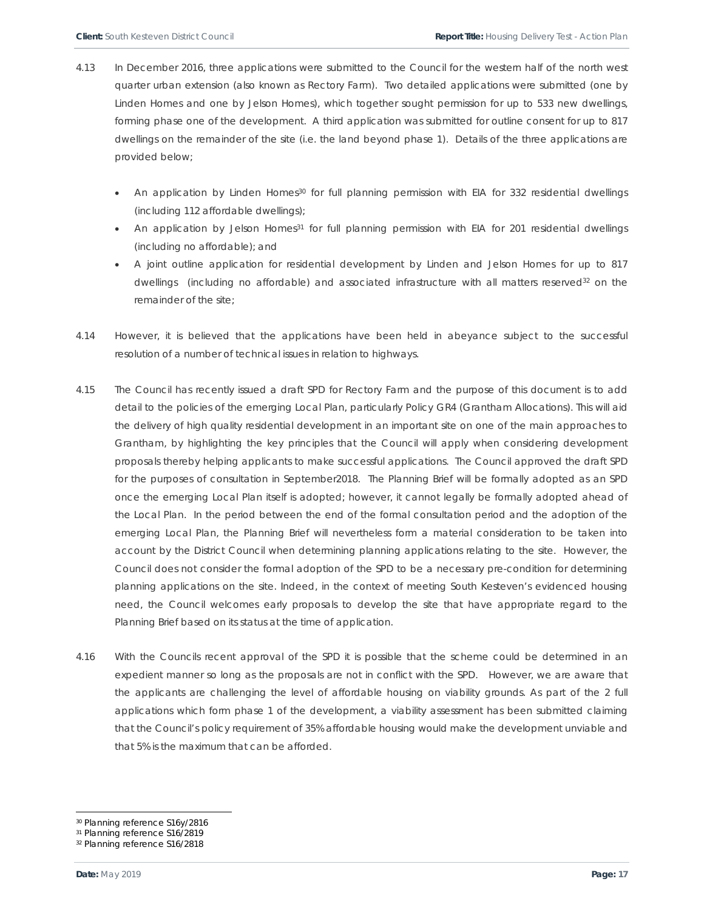4.13 In December 2016, three applications were submitted to the Council for the western half of the north west quarter urban extension (also known as Rectory Farm). Two detailed applications were submitted (one by Linden Homes and one by Jelson Homes), which together sought permission for up to 533 new dwellings, forming phase one of the development. A third application was submitted for outline consent for up to 817 dwellings on the remainder of the site (i.e. the land beyond phase 1). Details of the three applications are provided below;

- An application by Linden Homes[30] for full planning permission with EIA for 332 residential dwellings (including 112 affordable dwellings);
- An application by Jelson Homes[31] for full planning permission with EIA for 201 residential dwellings (including no affordable); and
- A joint outline application for residential development by Linden and Jelson Homes for up to 817 dwellings (including no affordable) and associated infrastructure with all matters reserved[32] on the remainder of the site;

4.14 However, it is believed that the applications have been held in abeyance subject to the successful resolution of a number of technical issues in relation to highways.

4.15 The Council has recently issued a draft SPD for Rectory Farm and the purpose of this document is to add detail to the policies of the emerging Local Plan, particularly Policy GR4 (Grantham Allocations). This will aid the delivery of high quality residential development in an important site on one of the main approaches to Grantham, by highlighting the key principles that the Council will apply when considering development proposals thereby helping applicants to make successful applications. The Council approved the draft SPD for the purposes of consultation in September2018. The Planning Brief will be formally adopted as an SPD once the emerging Local Plan itself is adopted; however, it cannot legally be formally adopted ahead of the Local Plan. In the period between the end of the formal consultation period and the adoption of the emerging Local Plan, the Planning Brief will nevertheless form a material consideration to be taken into account by the District Council when determining planning applications relating to the site. However, the Council does not consider the formal adoption of the SPD to be a necessary pre-condition for determining planning applications on the site. Indeed, in the context of meeting South Kesteven's evidenced housing need, the Council welcomes early proposals to develop the site that have appropriate regard to the Planning Brief based on its status at the time of application.

4.16 With the Councils recent approval of the SPD it is possible that the scheme could be determined in an expedient manner so long as the proposals are not in conflict with the SPD. However, we are aware that the applicants are challenging the level of affordable housing on viability grounds. As part of the 2 full applications which form phase 1 of the development, a viability assessment has been submitted claiming that the Council's policy requirement of 35% affordable housing would make the development unviable and that 5% is the maximum that can be afforded.

---

[30] Planning reference S16y/2816
[31] Planning reference S16/2819
[32] Planning reference S16/2818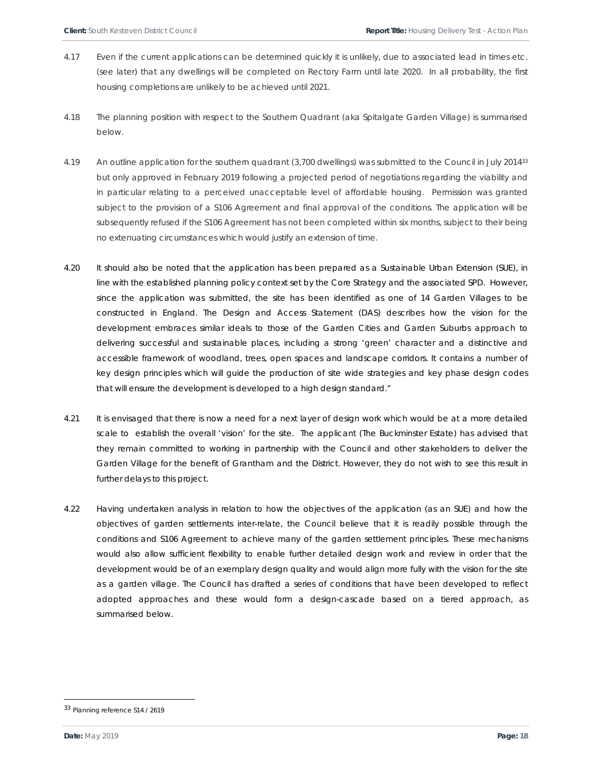4.17 Even if the current applications can be determined quickly it is unlikely, due to associated lead in times etc. (see later) that any dwellings will be completed on Rectory Farm until late 2020. In all probability, the first housing completions are unlikely to be achieved until 2021.

4.18 The planning position with respect to the Southern Quadrant (aka Spitalgate Garden Village) is summarised below.

4.19 An outline application for the southern quadrant (3,700 dwellings) was submitted to the Council in July 2014[33] but only approved in February 2019 following a projected period of negotiations regarding the viability and in particular relating to a perceived unacceptable level of affordable housing. Permission was granted subject to the provision of a S106 Agreement and final approval of the conditions. The application will be subsequently refused if the S106 Agreement has not been completed within six months, subject to their being no extenuating circumstances which would justify an extension of time.

4.20 It should also be noted that the application has been prepared as a Sustainable Urban Extension (SUE), in line with the established planning policy context set by the Core Strategy and the associated SPD. However, since the application was submitted, the site has been identified as one of 14 Garden Villages to be constructed in England. The Design and Access Statement (DAS) describes how the vision for the development embraces similar ideals to those of the Garden Cities and Garden Suburbs approach to delivering successful and sustainable places, including a strong 'green' character and a distinctive and accessible framework of woodland, trees, open spaces and landscape corridors. It contains a number of key design principles which will guide the production of site wide strategies and key phase design codes that will ensure the development is developed to a high design standard."

4.21 It is envisaged that there is now a need for a next layer of design work which would be at a more detailed scale to establish the overall 'vision' for the site. The applicant (The Buckminster Estate) has advised that they remain committed to working in partnership with the Council and other stakeholders to deliver the Garden Village for the benefit of Grantham and the District. However, they do not wish to see this result in further delays to this project.

4.22 Having undertaken analysis in relation to how the objectives of the application (as an SUE) and how the objectives of garden settlements inter-relate, the Council believe that it is readily possible through the conditions and S106 Agreement to achieve many of the garden settlement principles. These mechanisms would also allow sufficient flexibility to enable further detailed design work and review in order that the development would be of an exemplary design quality and would align more fully with the vision for the site as a garden village. The Council has drafted a series of conditions that have been developed to reflect adopted approaches and these would form a design-cascade based on a tiered approach, as summarised below.

---

[33] Planning reference S14 / 2619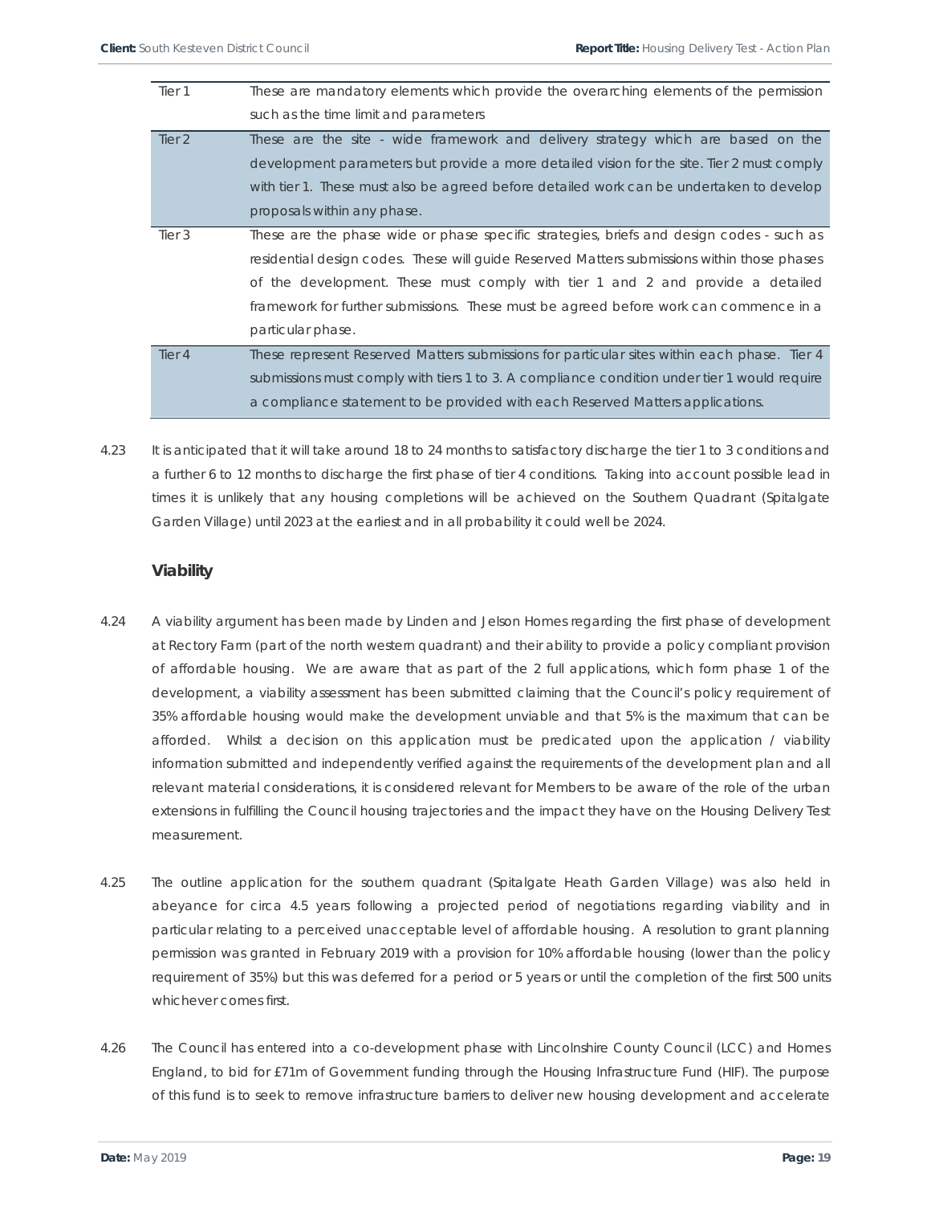| | |
|---|---|
| Tier 1 | These are mandatory elements which provide the overarching elements of the permission such as the time limit and parameters |
| Tier 2 | These are the site - wide framework and delivery strategy which are based on the development parameters but provide a more detailed vision for the site. Tier 2 must comply with tier 1. These must also be agreed before detailed work can be undertaken to develop proposals within any phase. |
| Tier 3 | These are the phase wide or phase specific strategies, briefs and design codes - such as residential design codes. These will guide Reserved Matters submissions within those phases of the development. These must comply with tier 1 and 2 and provide a detailed framework for further submissions. These must be agreed before work can commence in a particular phase. |
| Tier 4 | These represent Reserved Matters submissions for particular sites within each phase. Tier 4 submissions must comply with tiers 1 to 3. A compliance condition under tier 1 would require a compliance statement to be provided with each Reserved Matters applications. |

4.23 It is anticipated that it will take around 18 to 24 months to satisfactory discharge the tier 1 to 3 conditions and a further 6 to 12 months to discharge the first phase of tier 4 conditions. Taking into account possible lead in times it is unlikely that any housing completions will be achieved on the Southern Quadrant (Spitalgate Garden Village) until 2023 at the earliest and in all probability it could well be 2024.

### Viability

4.24 A viability argument has been made by Linden and Jelson Homes regarding the first phase of development at Rectory Farm (part of the north western quadrant) and their ability to provide a policy compliant provision of affordable housing. We are aware that as part of the 2 full applications, which form phase 1 of the development, a viability assessment has been submitted claiming that the Council's policy requirement of 35% affordable housing would make the development unviable and that 5% is the maximum that can be afforded. Whilst a decision on this application must be predicated upon the application / viability information submitted and independently verified against the requirements of the development plan and all relevant material considerations, it is considered relevant for Members to be aware of the role of the urban extensions in fulfilling the Council housing trajectories and the impact they have on the Housing Delivery Test measurement.

4.25 The outline application for the southern quadrant (Spitalgate Heath Garden Village) was also held in abeyance for circa 4.5 years following a projected period of negotiations regarding viability and in particular relating to a perceived unacceptable level of affordable housing. A resolution to grant planning permission was granted in February 2019 with a provision for 10% affordable housing (lower than the policy requirement of 35%) but this was deferred for a period or 5 years or until the completion of the first 500 units whichever comes first.

4.26 The Council has entered into a co-development phase with Lincolnshire County Council (LCC) and Homes England, to bid for £71m of Government funding through the Housing Infrastructure Fund (HIF). The purpose of this fund is to seek to remove infrastructure barriers to deliver new housing development and accelerate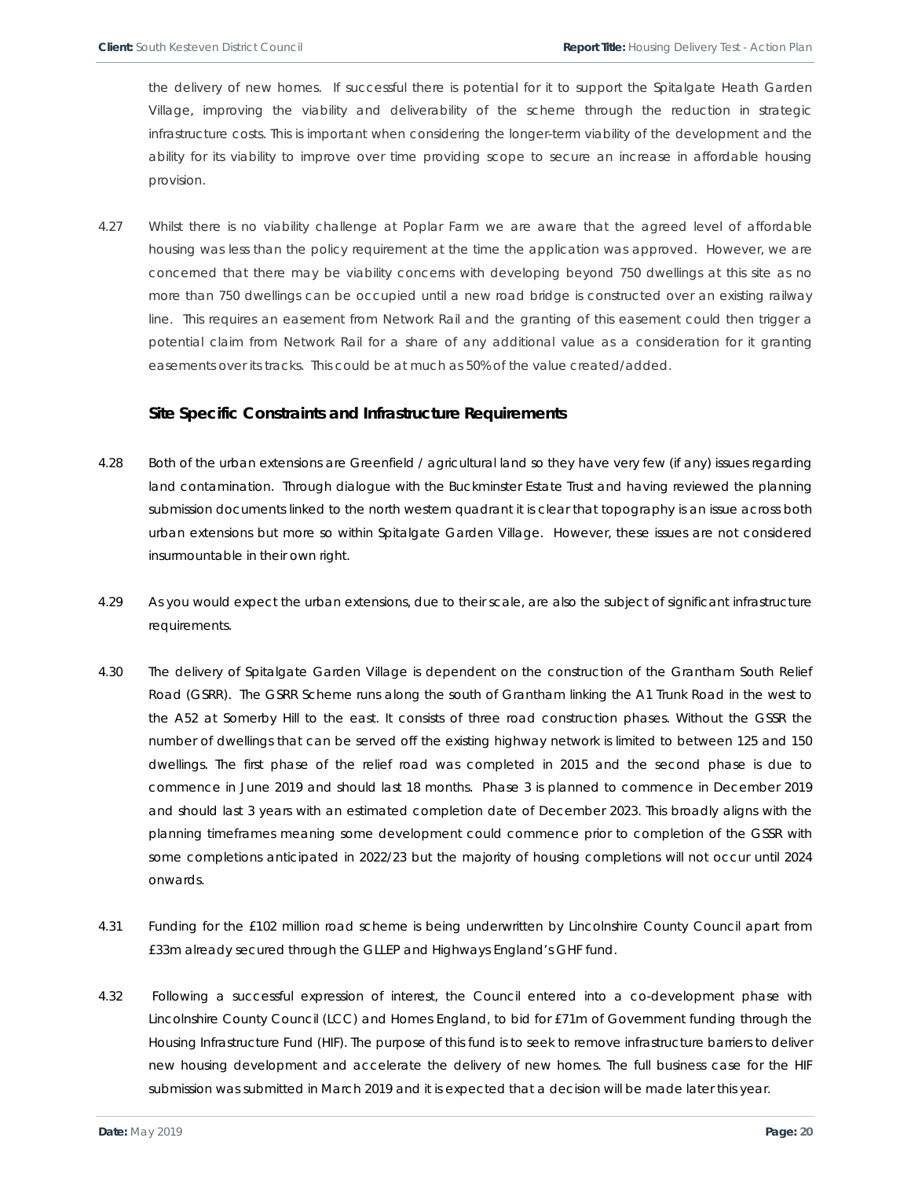the delivery of new homes. If successful there is potential for it to support the Spitalgate Heath Garden Village, improving the viability and deliverability of the scheme through the reduction in strategic infrastructure costs. This is important when considering the longer-term viability of the development and the ability for its viability to improve over time providing scope to secure an increase in affordable housing provision.

4.27 Whilst there is no viability challenge at Poplar Farm we are aware that the agreed level of affordable housing was less than the policy requirement at the time the application was approved. However, we are concerned that there may be viability concerns with developing beyond 750 dwellings at this site as no more than 750 dwellings can be occupied until a new road bridge is constructed over an existing railway line. This requires an easement from Network Rail and the granting of this easement could then trigger a potential claim from Network Rail for a share of any additional value as a consideration for it granting easements over its tracks. This could be at much as 50% of the value created/added.

### Site Specific Constraints and Infrastructure Requirements

4.28 Both of the urban extensions are Greenfield / agricultural land so they have very few (if any) issues regarding land contamination. Through dialogue with the Buckminster Estate Trust and having reviewed the planning submission documents linked to the north western quadrant it is clear that topography is an issue across both urban extensions but more so within Spitalgate Garden Village. However, these issues are not considered insurmountable in their own right.

4.29 As you would expect the urban extensions, due to their scale, are also the subject of significant infrastructure requirements.

4.30 The delivery of Spitalgate Garden Village is dependent on the construction of the Grantham South Relief Road (GSRR). The GSRR Scheme runs along the south of Grantham linking the A1 Trunk Road in the west to the A52 at Somerby Hill to the east. It consists of three road construction phases. Without the GSSR the number of dwellings that can be served off the existing highway network is limited to between 125 and 150 dwellings. The first phase of the relief road was completed in 2015 and the second phase is due to commence in June 2019 and should last 18 months. Phase 3 is planned to commence in December 2019 and should last 3 years with an estimated completion date of December 2023. This broadly aligns with the planning timeframes meaning some development could commence prior to completion of the GSSR with some completions anticipated in 2022/23 but the majority of housing completions will not occur until 2024 onwards.

4.31 Funding for the £102 million road scheme is being underwritten by Lincolnshire County Council apart from £33m already secured through the GLLEP and Highways England's GHF fund.

4.32 Following a successful expression of interest, the Council entered into a co-development phase with Lincolnshire County Council (LCC) and Homes England, to bid for £71m of Government funding through the Housing Infrastructure Fund (HIF). The purpose of this fund is to seek to remove infrastructure barriers to deliver new housing development and accelerate the delivery of new homes. The full business case for the HIF submission was submitted in March 2019 and it is expected that a decision will be made later this year.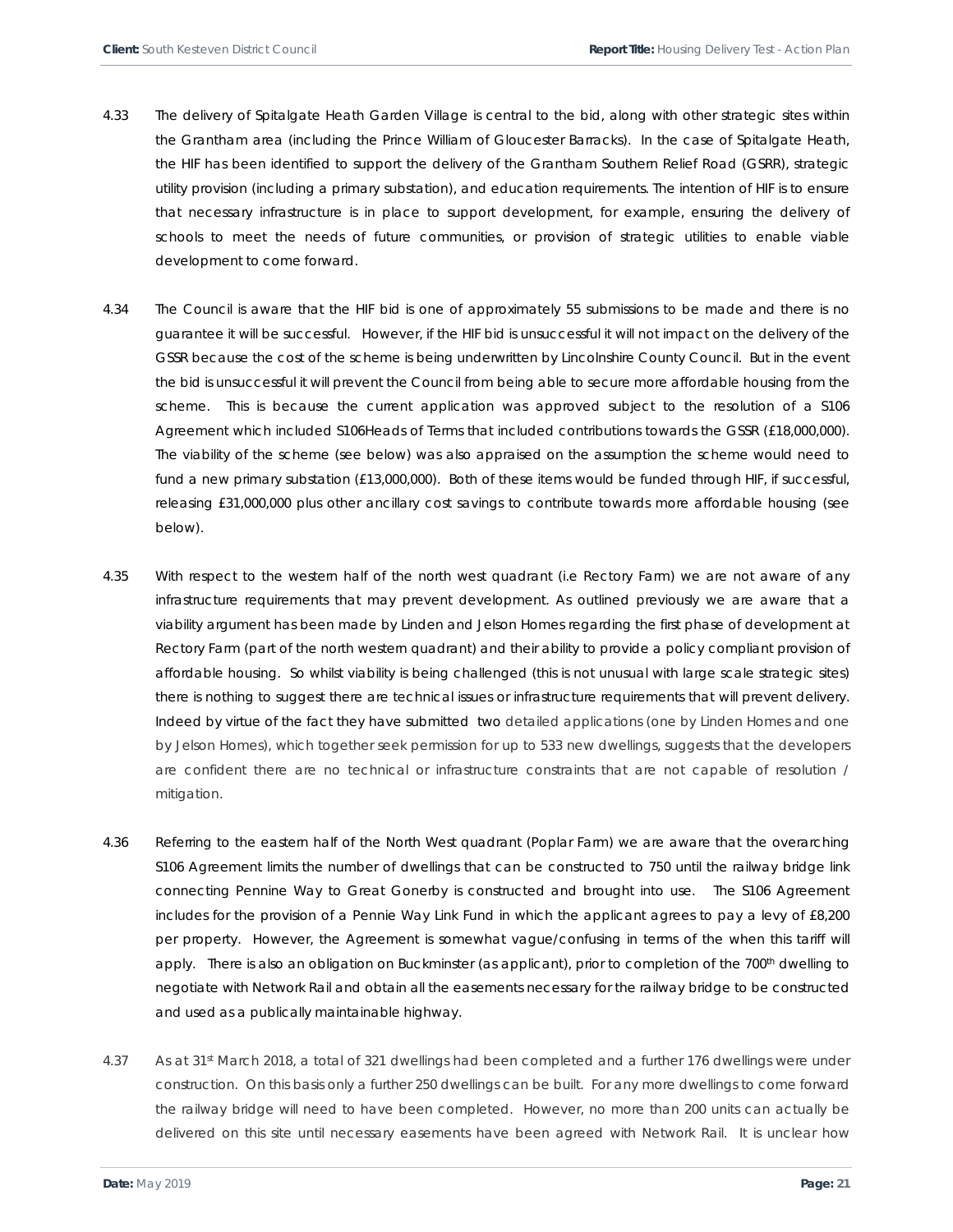4.33 The delivery of Spitalgate Heath Garden Village is central to the bid, along with other strategic sites within the Grantham area (including the Prince William of Gloucester Barracks). In the case of Spitalgate Heath, the HIF has been identified to support the delivery of the Grantham Southern Relief Road (GSRR), strategic utility provision (including a primary substation), and education requirements. The intention of HIF is to ensure that necessary infrastructure is in place to support development, for example, ensuring the delivery of schools to meet the needs of future communities, or provision of strategic utilities to enable viable development to come forward.

4.34 The Council is aware that the HIF bid is one of approximately 55 submissions to be made and there is no guarantee it will be successful. However, if the HIF bid is unsuccessful it will not impact on the delivery of the GSSR because the cost of the scheme is being underwritten by Lincolnshire County Council. But in the event the bid is unsuccessful it will prevent the Council from being able to secure more affordable housing from the scheme. This is because the current application was approved subject to the resolution of a S106 Agreement which included S106Heads of Terms that included contributions towards the GSSR (£18,000,000). The viability of the scheme (see below) was also appraised on the assumption the scheme would need to fund a new primary substation (£13,000,000). Both of these items would be funded through HIF, if successful, releasing £31,000,000 plus other ancillary cost savings to contribute towards more affordable housing (see below).

4.35 With respect to the western half of the north west quadrant (i.e Rectory Farm) we are not aware of any infrastructure requirements that may prevent development. As outlined previously we are aware that a viability argument has been made by Linden and Jelson Homes regarding the first phase of development at Rectory Farm (part of the north western quadrant) and their ability to provide a policy compliant provision of affordable housing. So whilst viability is being challenged (this is not unusual with large scale strategic sites) there is nothing to suggest there are technical issues or infrastructure requirements that will prevent delivery. Indeed by virtue of the fact they have submitted two detailed applications (one by Linden Homes and one by Jelson Homes), which together seek permission for up to 533 new dwellings, suggests that the developers are confident there are no technical or infrastructure constraints that are not capable of resolution / mitigation.

4.36 Referring to the eastern half of the North West quadrant (Poplar Farm) we are aware that the overarching S106 Agreement limits the number of dwellings that can be constructed to 750 until the railway bridge link connecting Pennine Way to Great Gonerby is constructed and brought into use. The S106 Agreement includes for the provision of a Pennie Way Link Fund in which the applicant agrees to pay a levy of £8,200 per property. However, the Agreement is somewhat vague/confusing in terms of the when this tariff will apply. There is also an obligation on Buckminster (as applicant), prior to completion of the 700th dwelling to negotiate with Network Rail and obtain all the easements necessary for the railway bridge to be constructed and used as a publically maintainable highway.

4.37 As at 31st March 2018, a total of 321 dwellings had been completed and a further 176 dwellings were under construction. On this basis only a further 250 dwellings can be built. For any more dwellings to come forward the railway bridge will need to have been completed. However, no more than 200 units can actually be delivered on this site until necessary easements have been agreed with Network Rail. It is unclear how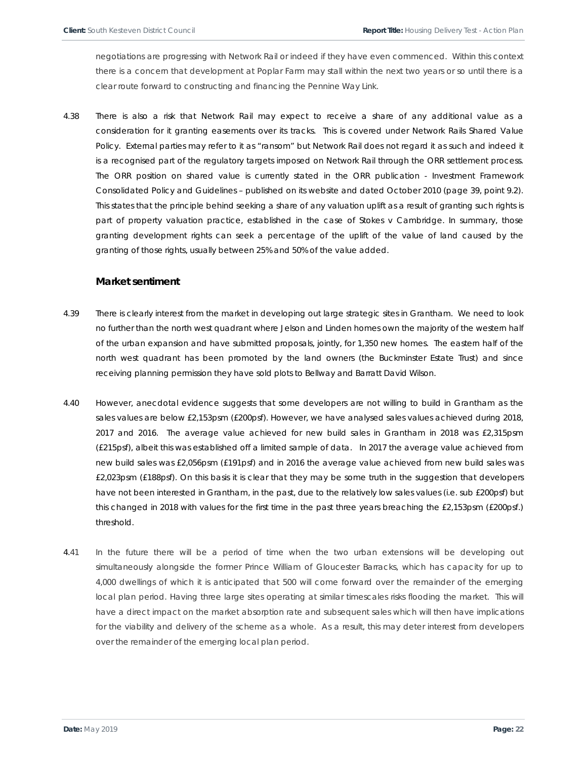negotiations are progressing with Network Rail or indeed if they have even commenced. Within this context there is a concern that development at Poplar Farm may stall within the next two years or so until there is a clear route forward to constructing and financing the Pennine Way Link.

4.38 There is also a risk that Network Rail may expect to receive a share of any additional value as a consideration for it granting easements over its tracks. This is covered under Network Rails Shared Value Policy. External parties may refer to it as "ransom" but Network Rail does not regard it as such and indeed it is a recognised part of the regulatory targets imposed on Network Rail through the ORR settlement process. The ORR position on shared value is currently stated in the ORR publication - Investment Framework Consolidated Policy and Guidelines – published on its website and dated October 2010 (page 39, point 9.2). This states that the principle behind seeking a share of any valuation uplift as a result of granting such rights is part of property valuation practice, established in the case of Stokes v Cambridge. In summary, those granting development rights can seek a percentage of the uplift of the value of land caused by the granting of those rights, usually between 25% and 50% of the value added.

### Market sentiment

4.39 There is clearly interest from the market in developing out large strategic sites in Grantham. We need to look no further than the north west quadrant where Jelson and Linden homes own the majority of the western half of the urban expansion and have submitted proposals, jointly, for 1,350 new homes. The eastern half of the north west quadrant has been promoted by the land owners (the Buckminster Estate Trust) and since receiving planning permission they have sold plots to Bellway and Barratt David Wilson.

4.40 However, anecdotal evidence suggests that some developers are not willing to build in Grantham as the sales values are below £2,153psm (£200psf). However, we have analysed sales values achieved during 2018, 2017 and 2016. The average value achieved for new build sales in Grantham in 2018 was £2,315psm (£215psf), albeit this was established off a limited sample of data. In 2017 the average value achieved from new build sales was £2,056psm (£191psf) and in 2016 the average value achieved from new build sales was £2,023psm (£188psf). On this basis it is clear that they may be some truth in the suggestion that developers have not been interested in Grantham, in the past, due to the relatively low sales values (i.e. sub £200psf) but this changed in 2018 with values for the first time in the past three years breaching the £2,153psm (£200psf.) threshold.

4.41 In the future there will be a period of time when the two urban extensions will be developing out simultaneously alongside the former Prince William of Gloucester Barracks, which has capacity for up to 4,000 dwellings of which it is anticipated that 500 will come forward over the remainder of the emerging local plan period. Having three large sites operating at similar timescales risks flooding the market. This will have a direct impact on the market absorption rate and subsequent sales which will then have implications for the viability and delivery of the scheme as a whole. As a result, this may deter interest from developers over the remainder of the emerging local plan period.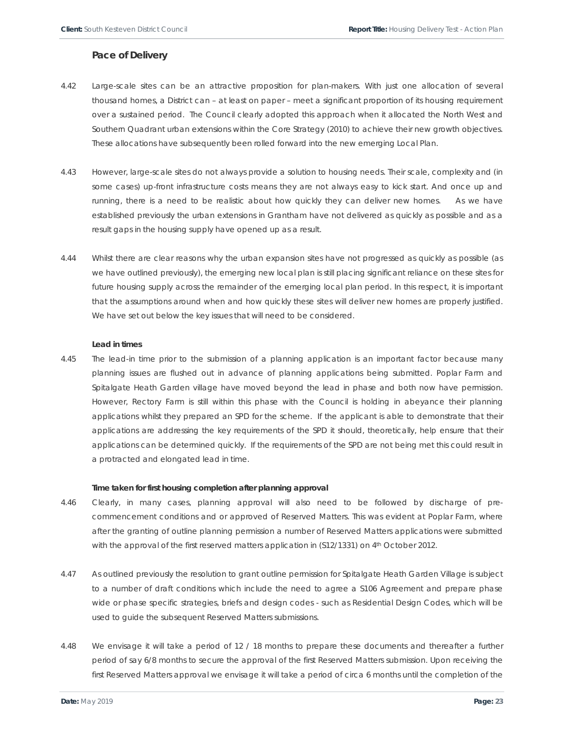## Pace of Delivery

4.42 Large-scale sites can be an attractive proposition for plan-makers. With just one allocation of several thousand homes, a District can – at least on paper – meet a significant proportion of its housing requirement over a sustained period. The Council clearly adopted this approach when it allocated the North West and Southern Quadrant urban extensions within the Core Strategy (2010) to achieve their new growth objectives. These allocations have subsequently been rolled forward into the new emerging Local Plan.

4.43 However, large-scale sites do not always provide a solution to housing needs. Their scale, complexity and (in some cases) up-front infrastructure costs means they are not always easy to kick start. And once up and running, there is a need to be realistic about how quickly they can deliver new homes. As we have established previously the urban extensions in Grantham have not delivered as quickly as possible and as a result gaps in the housing supply have opened up as a result.

4.44 Whilst there are clear reasons why the urban expansion sites have not progressed as quickly as possible (as we have outlined previously), the emerging new local plan is still placing significant reliance on these sites for future housing supply across the remainder of the emerging local plan period. In this respect, it is important that the assumptions around when and how quickly these sites will deliver new homes are properly justified. We have set out below the key issues that will need to be considered.

**Lead in times**

4.45 The lead-in time prior to the submission of a planning application is an important factor because many planning issues are flushed out in advance of planning applications being submitted. Poplar Farm and Spitalgate Heath Garden village have moved beyond the lead in phase and both now have permission. However, Rectory Farm is still within this phase with the Council is holding in abeyance their planning applications whilst they prepared an SPD for the scheme. If the applicant is able to demonstrate that their applications are addressing the key requirements of the SPD it should, theoretically, help ensure that their applications can be determined quickly. If the requirements of the SPD are not being met this could result in a protracted and elongated lead in time.

**Time taken for first housing completion after planning approval**

4.46 Clearly, in many cases, planning approval will also need to be followed by discharge of pre-commencement conditions and or approved of Reserved Matters. This was evident at Poplar Farm, where after the granting of outline planning permission a number of Reserved Matters applications were submitted with the approval of the first reserved matters application in (S12/1331) on 4th October 2012.

4.47 As outlined previously the resolution to grant outline permission for Spitalgate Heath Garden Village is subject to a number of draft conditions which include the need to agree a S106 Agreement and prepare phase wide or phase specific strategies, briefs and design codes - such as Residential Design Codes, which will be used to guide the subsequent Reserved Matters submissions.

4.48 We envisage it will take a period of 12 / 18 months to prepare these documents and thereafter a further period of say 6/8 months to secure the approval of the first Reserved Matters submission. Upon receiving the first Reserved Matters approval we envisage it will take a period of circa 6 months until the completion of the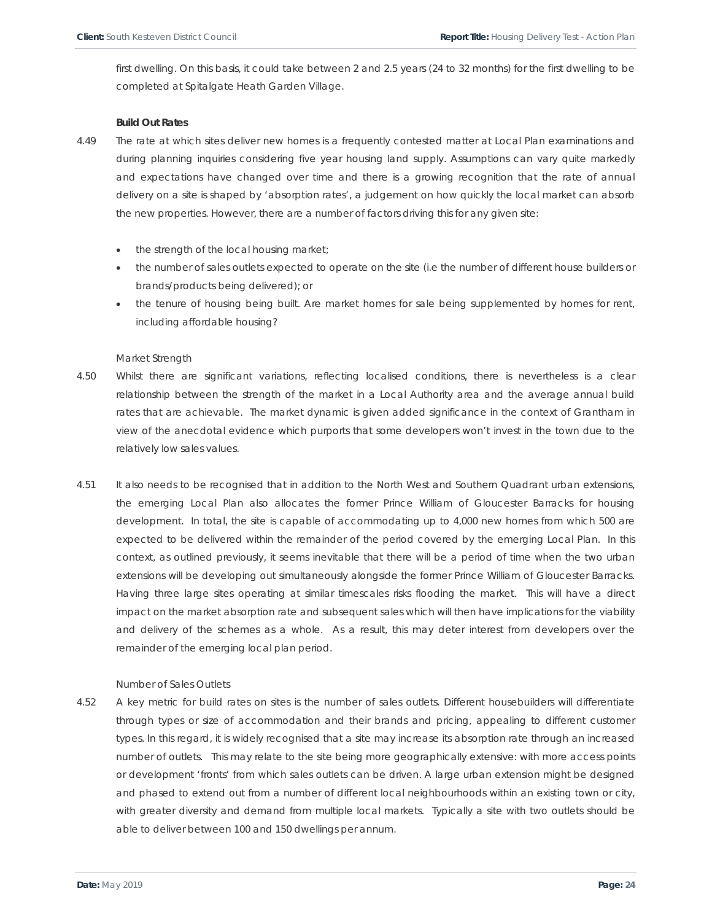first dwelling. On this basis, it could take between 2 and 2.5 years (24 to 32 months) for the first dwelling to be completed at Spitalgate Heath Garden Village.

**Build Out Rates**

4.49 The rate at which sites deliver new homes is a frequently contested matter at Local Plan examinations and during planning inquiries considering five year housing land supply. Assumptions can vary quite markedly and expectations have changed over time and there is a growing recognition that the rate of annual delivery on a site is shaped by 'absorption rates', a judgement on how quickly the local market can absorb the new properties. However, there are a number of factors driving this for any given site:

- the strength of the local housing market;
- the number of sales outlets expected to operate on the site (i.e the number of different house builders or brands/products being delivered); or
- the tenure of housing being built. Are market homes for sale being supplemented by homes for rent, including affordable housing?

Market Strength

4.50 Whilst there are significant variations, reflecting localised conditions, there is nevertheless is a clear relationship between the strength of the market in a Local Authority area and the average annual build rates that are achievable. The market dynamic is given added significance in the context of Grantham in view of the anecdotal evidence which purports that some developers won't invest in the town due to the relatively low sales values.

4.51 It also needs to be recognised that in addition to the North West and Southern Quadrant urban extensions, the emerging Local Plan also allocates the former Prince William of Gloucester Barracks for housing development. In total, the site is capable of accommodating up to 4,000 new homes from which 500 are expected to be delivered within the remainder of the period covered by the emerging Local Plan. In this context, as outlined previously, it seems inevitable that there will be a period of time when the two urban extensions will be developing out simultaneously alongside the former Prince William of Gloucester Barracks. Having three large sites operating at similar timescales risks flooding the market. This will have a direct impact on the market absorption rate and subsequent sales which will then have implications for the viability and delivery of the schemes as a whole. As a result, this may deter interest from developers over the remainder of the emerging local plan period.

Number of Sales Outlets

4.52 A key metric for build rates on sites is the number of sales outlets. Different housebuilders will differentiate through types or size of accommodation and their brands and pricing, appealing to different customer types. In this regard, it is widely recognised that a site may increase its absorption rate through an increased number of outlets. This may relate to the site being more geographically extensive: with more access points or development 'fronts' from which sales outlets can be driven. A large urban extension might be designed and phased to extend out from a number of different local neighbourhoods within an existing town or city, with greater diversity and demand from multiple local markets. Typically a site with two outlets should be able to deliver between 100 and 150 dwellings per annum.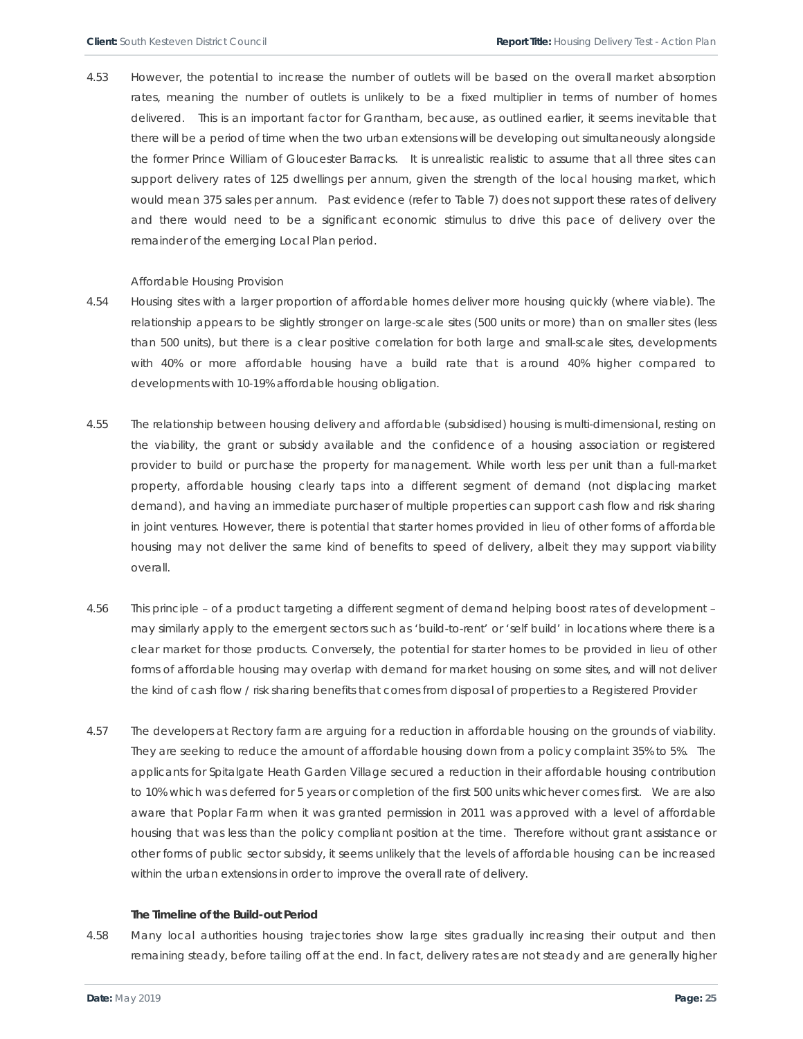4.53 However, the potential to increase the number of outlets will be based on the overall market absorption rates, meaning the number of outlets is unlikely to be a fixed multiplier in terms of number of homes delivered. This is an important factor for Grantham, because, as outlined earlier, it seems inevitable that there will be a period of time when the two urban extensions will be developing out simultaneously alongside the former Prince William of Gloucester Barracks. It is unrealistic realistic to assume that all three sites can support delivery rates of 125 dwellings per annum, given the strength of the local housing market, which would mean 375 sales per annum. Past evidence (refer to Table 7) does not support these rates of delivery and there would need to be a significant economic stimulus to drive this pace of delivery over the remainder of the emerging Local Plan period.

Affordable Housing Provision

4.54 Housing sites with a larger proportion of affordable homes deliver more housing quickly (where viable). The relationship appears to be slightly stronger on large-scale sites (500 units or more) than on smaller sites (less than 500 units), but there is a clear positive correlation for both large and small-scale sites, developments with 40% or more affordable housing have a build rate that is around 40% higher compared to developments with 10-19% affordable housing obligation.

4.55 The relationship between housing delivery and affordable (subsidised) housing is multi-dimensional, resting on the viability, the grant or subsidy available and the confidence of a housing association or registered provider to build or purchase the property for management. While worth less per unit than a full-market property, affordable housing clearly taps into a different segment of demand (not displacing market demand), and having an immediate purchaser of multiple properties can support cash flow and risk sharing in joint ventures. However, there is potential that starter homes provided in lieu of other forms of affordable housing may not deliver the same kind of benefits to speed of delivery, albeit they may support viability overall.

4.56 This principle – of a product targeting a different segment of demand helping boost rates of development – may similarly apply to the emergent sectors such as 'build-to-rent' or 'self build' in locations where there is a clear market for those products. Conversely, the potential for starter homes to be provided in lieu of other forms of affordable housing may overlap with demand for market housing on some sites, and will not deliver the kind of cash flow / risk sharing benefits that comes from disposal of properties to a Registered Provider

4.57 The developers at Rectory farm are arguing for a reduction in affordable housing on the grounds of viability. They are seeking to reduce the amount of affordable housing down from a policy complaint 35% to 5%. The applicants for Spitalgate Heath Garden Village secured a reduction in their affordable housing contribution to 10% which was deferred for 5 years or completion of the first 500 units whichever comes first. We are also aware that Poplar Farm when it was granted permission in 2011 was approved with a level of affordable housing that was less than the policy compliant position at the time. Therefore without grant assistance or other forms of public sector subsidy, it seems unlikely that the levels of affordable housing can be increased within the urban extensions in order to improve the overall rate of delivery.

**The Timeline of the Build-out Period**

4.58 Many local authorities housing trajectories show large sites gradually increasing their output and then remaining steady, before tailing off at the end. In fact, delivery rates are not steady and are generally higher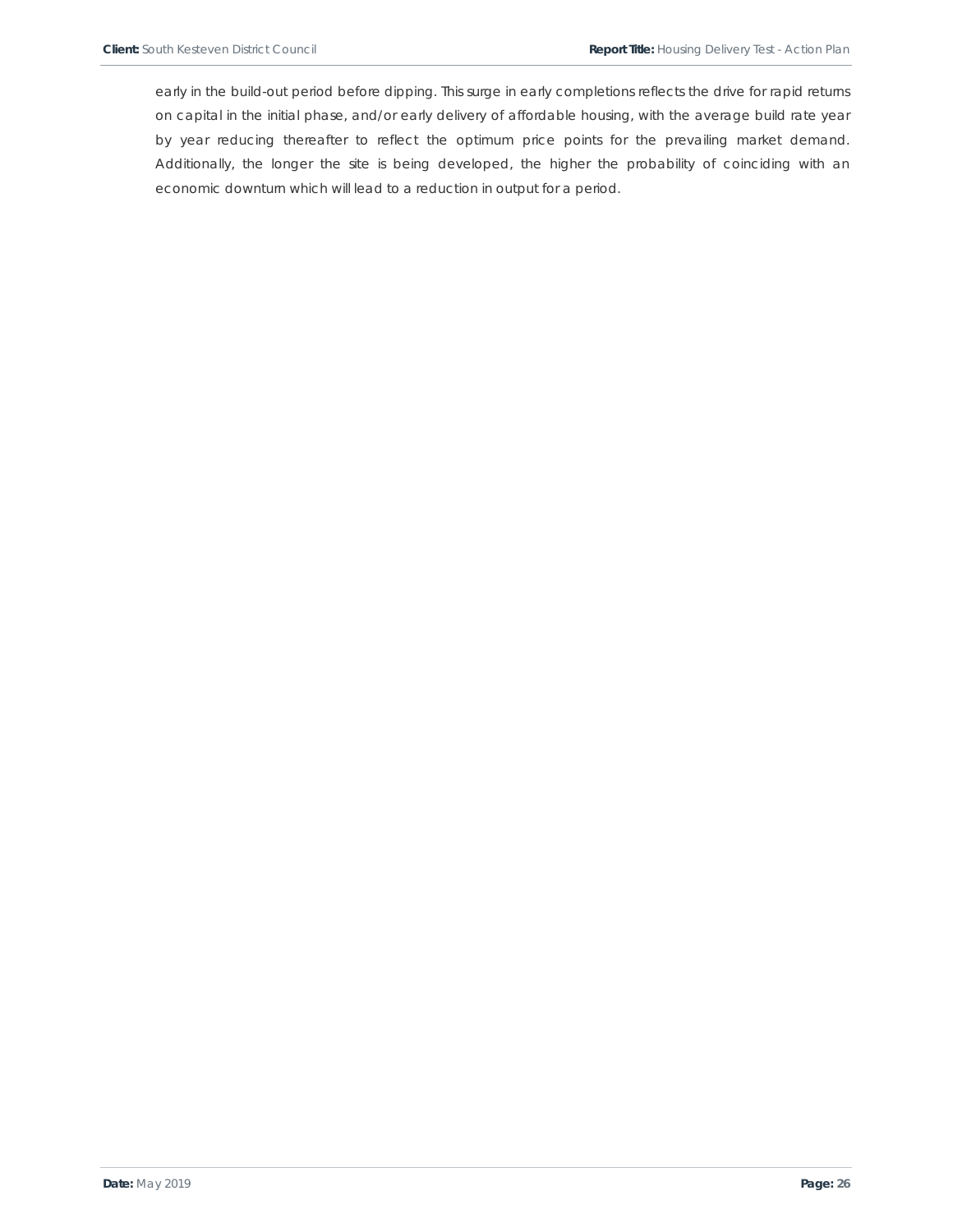early in the build-out period before dipping. This surge in early completions reflects the drive for rapid returns on capital in the initial phase, and/or early delivery of affordable housing, with the average build rate year by year reducing thereafter to reflect the optimum price points for the prevailing market demand. Additionally, the longer the site is being developed, the higher the probability of coinciding with an economic downturn which will lead to a reduction in output for a period.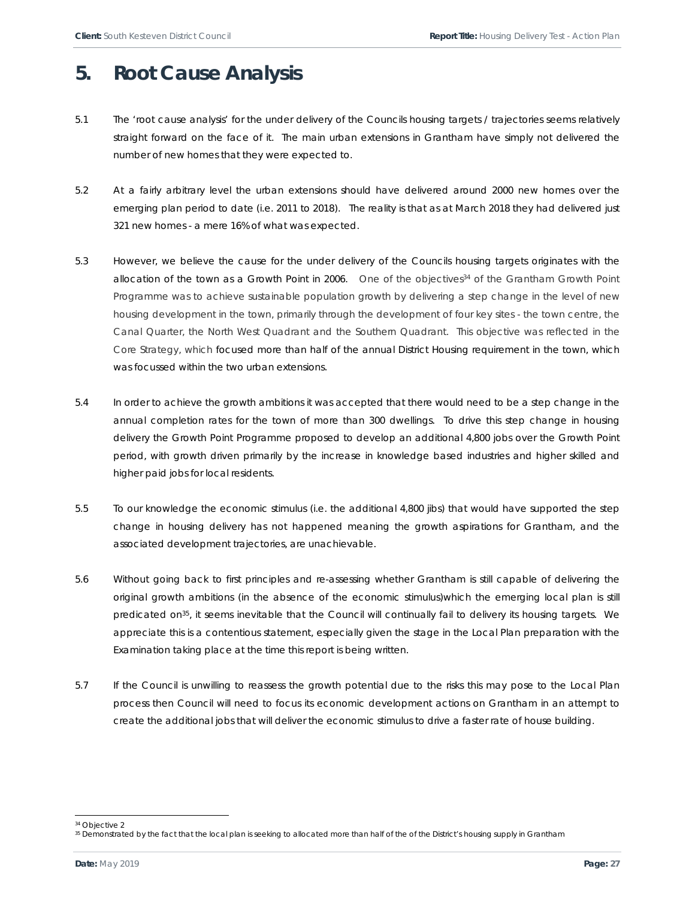# 5. Root Cause Analysis

5.1 The 'root cause analysis' for the under delivery of the Councils housing targets / trajectories seems relatively straight forward on the face of it. The main urban extensions in Grantham have simply not delivered the number of new homes that they were expected to.

5.2 At a fairly arbitrary level the urban extensions should have delivered around 2000 new homes over the emerging plan period to date (i.e. 2011 to 2018). The reality is that as at March 2018 they had delivered just 321 new homes - a mere 16% of what was expected.

5.3 However, we believe the cause for the under delivery of the Councils housing targets originates with the allocation of the town as a Growth Point in 2006. One of the objectives[34] of the Grantham Growth Point Programme was to achieve sustainable population growth by delivering a step change in the level of new housing development in the town, primarily through the development of four key sites - the town centre, the Canal Quarter, the North West Quadrant and the Southern Quadrant. This objective was reflected in the Core Strategy, which focused more than half of the annual District Housing requirement in the town, which was focussed within the two urban extensions.

5.4 In order to achieve the growth ambitions it was accepted that there would need to be a step change in the annual completion rates for the town of more than 300 dwellings. To drive this step change in housing delivery the Growth Point Programme proposed to develop an additional 4,800 jobs over the Growth Point period, with growth driven primarily by the increase in knowledge based industries and higher skilled and higher paid jobs for local residents.

5.5 To our knowledge the economic stimulus (i.e. the additional 4,800 jibs) that would have supported the step change in housing delivery has not happened meaning the growth aspirations for Grantham, and the associated development trajectories, are unachievable.

5.6 Without going back to first principles and re-assessing whether Grantham is still capable of delivering the original growth ambitions (in the absence of the economic stimulus)which the emerging local plan is still predicated on[35], it seems inevitable that the Council will continually fail to delivery its housing targets. We appreciate this is a contentious statement, especially given the stage in the Local Plan preparation with the Examination taking place at the time this report is being written.

5.7 If the Council is unwilling to reassess the growth potential due to the risks this may pose to the Local Plan process then Council will need to focus its economic development actions on Grantham in an attempt to create the additional jobs that will deliver the economic stimulus to drive a faster rate of house building.

---

[34] Objective 2

[35] Demonstrated by the fact that the local plan is seeking to allocated more than half of the of the District's housing supply in Grantham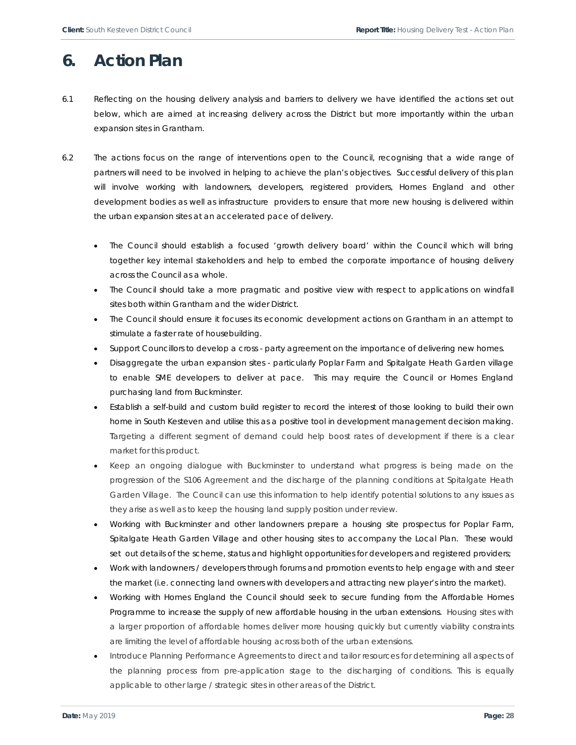# 6. Action Plan

6.1 Reflecting on the housing delivery analysis and barriers to delivery we have identified the actions set out below, which are aimed at increasing delivery across the District but more importantly within the urban expansion sites in Grantham.

6.2 The actions focus on the range of interventions open to the Council, recognising that a wide range of partners will need to be involved in helping to achieve the plan's objectives. Successful delivery of this plan will involve working with landowners, developers, registered providers, Homes England and other development bodies as well as infrastructure providers to ensure that more new housing is delivered within the urban expansion sites at an accelerated pace of delivery.

- The Council should establish a focused 'growth delivery board' within the Council which will bring together key internal stakeholders and help to embed the corporate importance of housing delivery across the Council as a whole.
- The Council should take a more pragmatic and positive view with respect to applications on windfall sites both within Grantham and the wider District.
- The Council should ensure it focuses its economic development actions on Grantham in an attempt to stimulate a faster rate of housebuilding.
- Support Councillors to develop a cross - party agreement on the importance of delivering new homes.
- Disaggregate the urban expansion sites - particularly Poplar Farm and Spitalgate Heath Garden village to enable SME developers to deliver at pace. This may require the Council or Homes England purchasing land from Buckminster.
- Establish a self-build and custom build register to record the interest of those looking to build their own home in South Kesteven and utilise this as a positive tool in development management decision making. Targeting a different segment of demand could help boost rates of development if there is a clear market for this product.
- Keep an ongoing dialogue with Buckminster to understand what progress is being made on the progression of the S106 Agreement and the discharge of the planning conditions at Spitalgate Heath Garden Village. The Council can use this information to help identify potential solutions to any issues as they arise as well as to keep the housing land supply position under review.
- Working with Buckminster and other landowners prepare a housing site prospectus for Poplar Farm, Spitalgate Heath Garden Village and other housing sites to accompany the Local Plan. These would set out details of the scheme, status and highlight opportunities for developers and registered providers;
- Work with landowners / developers through forums and promotion events to help engage with and steer the market (i.e. connecting land owners with developers and attracting new player's intro the market).
- Working with Homes England the Council should seek to secure funding from the Affordable Homes Programme to increase the supply of new affordable housing in the urban extensions. Housing sites with a larger proportion of affordable homes deliver more housing quickly but currently viability constraints are limiting the level of affordable housing across both of the urban extensions.
- Introduce Planning Performance Agreements to direct and tailor resources for determining all aspects of the planning process from pre-application stage to the discharging of conditions. This is equally applicable to other large / strategic sites in other areas of the District.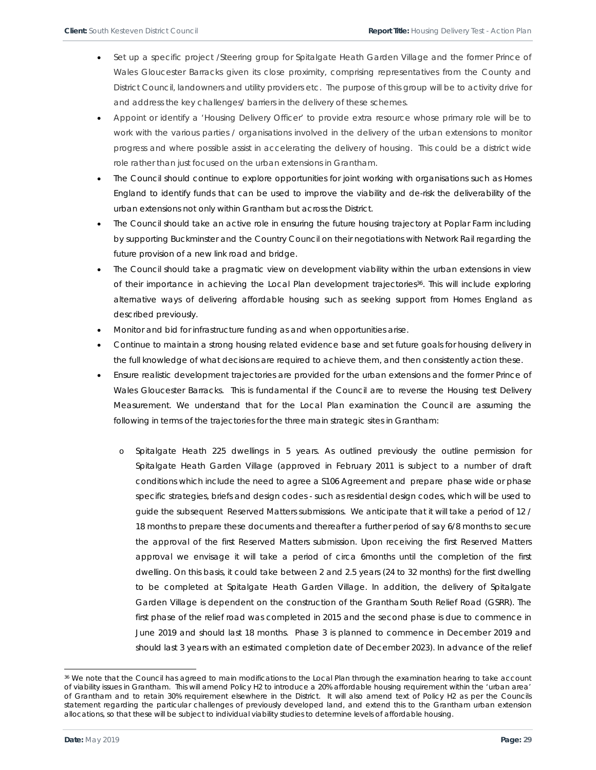- Set up a specific project /Steering group for Spitalgate Heath Garden Village and the former Prince of Wales Gloucester Barracks given its close proximity, comprising representatives from the County and District Council, landowners and utility providers etc. The purpose of this group will be to activity drive for and address the key challenges/ barriers in the delivery of these schemes.
- Appoint or identify a 'Housing Delivery Officer' to provide extra resource whose primary role will be to work with the various parties / organisations involved in the delivery of the urban extensions to monitor progress and where possible assist in accelerating the delivery of housing. This could be a district wide role rather than just focused on the urban extensions in Grantham.
- The Council should continue to explore opportunities for joint working with organisations such as Homes England to identify funds that can be used to improve the viability and de-risk the deliverability of the urban extensions not only within Grantham but across the District.
- The Council should take an active role in ensuring the future housing trajectory at Poplar Farm including by supporting Buckminster and the Country Council on their negotiations with Network Rail regarding the future provision of a new link road and bridge.
- The Council should take a pragmatic view on development viability within the urban extensions in view of their importance in achieving the Local Plan development trajectories[36]. This will include exploring alternative ways of delivering affordable housing such as seeking support from Homes England as described previously.
- Monitor and bid for infrastructure funding as and when opportunities arise.
- Continue to maintain a strong housing related evidence base and set future goals for housing delivery in the full knowledge of what decisions are required to achieve them, and then consistently action these.
- Ensure realistic development trajectories are provided for the urban extensions and the former Prince of Wales Gloucester Barracks. This is fundamental if the Council are to reverse the Housing test Delivery Measurement. We understand that for the Local Plan examination the Council are assuming the following in terms of the trajectories for the three main strategic sites in Grantham:

  - Spitalgate Heath 225 dwellings in 5 years. As outlined previously the outline permission for Spitalgate Heath Garden Village (approved in February 2011 is subject to a number of draft conditions which include the need to agree a S106 Agreement and prepare phase wide or phase specific strategies, briefs and design codes - such as residential design codes, which will be used to guide the subsequent Reserved Matters submissions. We anticipate that it will take a period of 12 / 18 months to prepare these documents and thereafter a further period of say 6/8 months to secure the approval of the first Reserved Matters submission. Upon receiving the first Reserved Matters approval we envisage it will take a period of circa 6months until the completion of the first dwelling. On this basis, it could take between 2 and 2.5 years (24 to 32 months) for the first dwelling to be completed at Spitalgate Heath Garden Village. In addition, the delivery of Spitalgate Garden Village is dependent on the construction of the Grantham South Relief Road (GSRR). The first phase of the relief road was completed in 2015 and the second phase is due to commence in June 2019 and should last 18 months. Phase 3 is planned to commence in December 2019 and should last 3 years with an estimated completion date of December 2023). In advance of the relief

[36] We note that the Council has agreed to main modifications to the Local Plan through the examination hearing to take account of viability issues in Grantham. This will amend Policy H2 to introduce a 20% affordable housing requirement within the 'urban area' of Grantham and to retain 30% requirement elsewhere in the District. It will also amend text of Policy H2 as per the Councils statement regarding the particular challenges of previously developed land, and extend this to the Grantham urban extension allocations, so that these will be subject to individual viability studies to determine levels of affordable housing.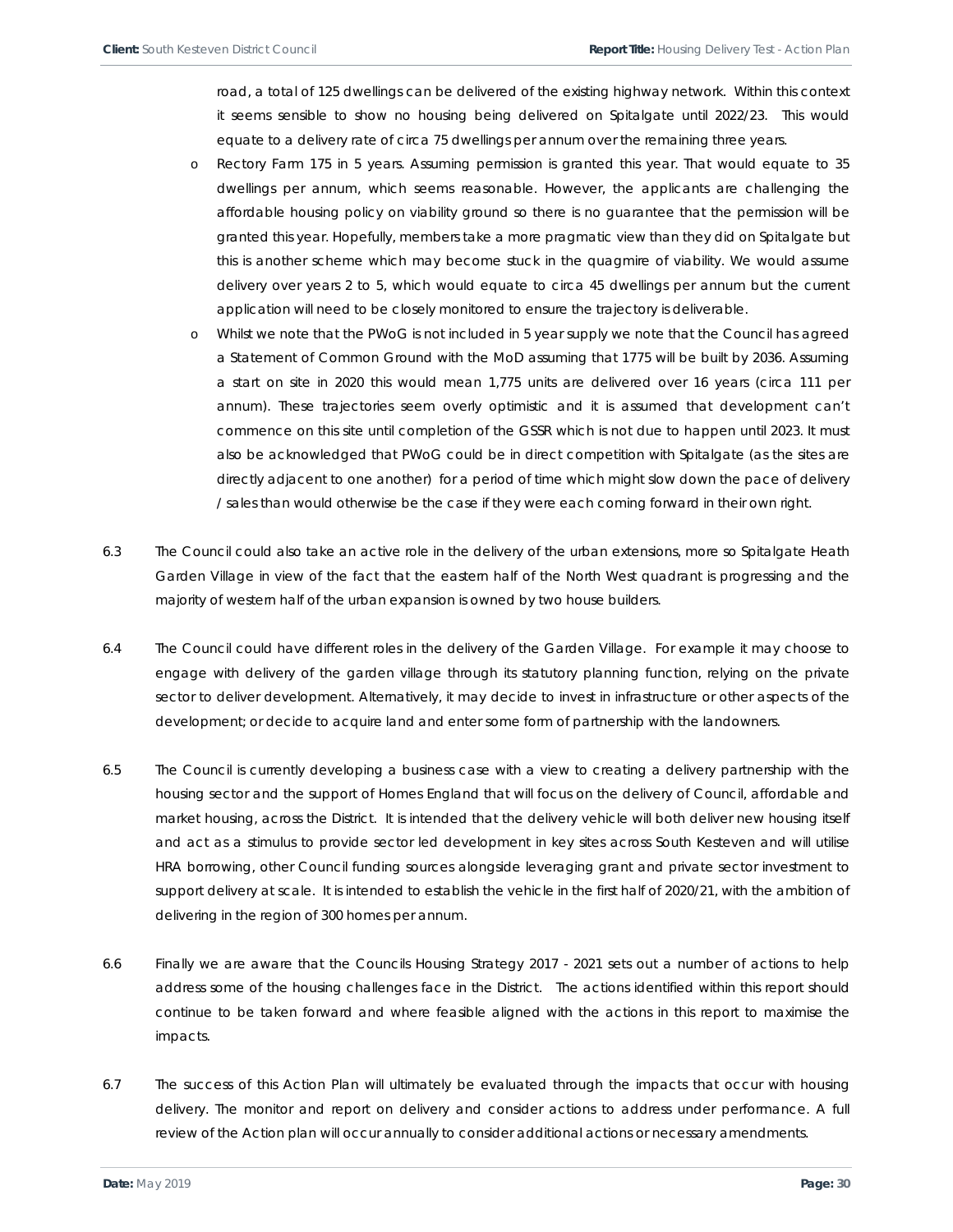road, a total of 125 dwellings can be delivered of the existing highway network. Within this context it seems sensible to show no housing being delivered on Spitalgate until 2022/23. This would equate to a delivery rate of circa 75 dwellings per annum over the remaining three years.

- Rectory Farm 175 in 5 years. Assuming permission is granted this year. That would equate to 35 dwellings per annum, which seems reasonable. However, the applicants are challenging the affordable housing policy on viability ground so there is no guarantee that the permission will be granted this year. Hopefully, members take a more pragmatic view than they did on Spitalgate but this is another scheme which may become stuck in the quagmire of viability. We would assume delivery over years 2 to 5, which would equate to circa 45 dwellings per annum but the current application will need to be closely monitored to ensure the trajectory is deliverable.
- Whilst we note that the PWoG is not included in 5 year supply we note that the Council has agreed a Statement of Common Ground with the MoD assuming that 1775 will be built by 2036. Assuming a start on site in 2020 this would mean 1,775 units are delivered over 16 years (circa 111 per annum). These trajectories seem overly optimistic and it is assumed that development can't commence on this site until completion of the GSSR which is not due to happen until 2023. It must also be acknowledged that PWoG could be in direct competition with Spitalgate (as the sites are directly adjacent to one another) for a period of time which might slow down the pace of delivery / sales than would otherwise be the case if they were each coming forward in their own right.

6.3 The Council could also take an active role in the delivery of the urban extensions, more so Spitalgate Heath Garden Village in view of the fact that the eastern half of the North West quadrant is progressing and the majority of western half of the urban expansion is owned by two house builders.

6.4 The Council could have different roles in the delivery of the Garden Village. For example it may choose to engage with delivery of the garden village through its statutory planning function, relying on the private sector to deliver development. Alternatively, it may decide to invest in infrastructure or other aspects of the development; or decide to acquire land and enter some form of partnership with the landowners.

6.5 The Council is currently developing a business case with a view to creating a delivery partnership with the housing sector and the support of Homes England that will focus on the delivery of Council, affordable and market housing, across the District. It is intended that the delivery vehicle will both deliver new housing itself and act as a stimulus to provide sector led development in key sites across South Kesteven and will utilise HRA borrowing, other Council funding sources alongside leveraging grant and private sector investment to support delivery at scale. It is intended to establish the vehicle in the first half of 2020/21, with the ambition of delivering in the region of 300 homes per annum.

6.6 Finally we are aware that the Councils Housing Strategy 2017 - 2021 sets out a number of actions to help address some of the housing challenges face in the District. The actions identified within this report should continue to be taken forward and where feasible aligned with the actions in this report to maximise the impacts.

6.7 The success of this Action Plan will ultimately be evaluated through the impacts that occur with housing delivery. The monitor and report on delivery and consider actions to address under performance. A full review of the Action plan will occur annually to consider additional actions or necessary amendments.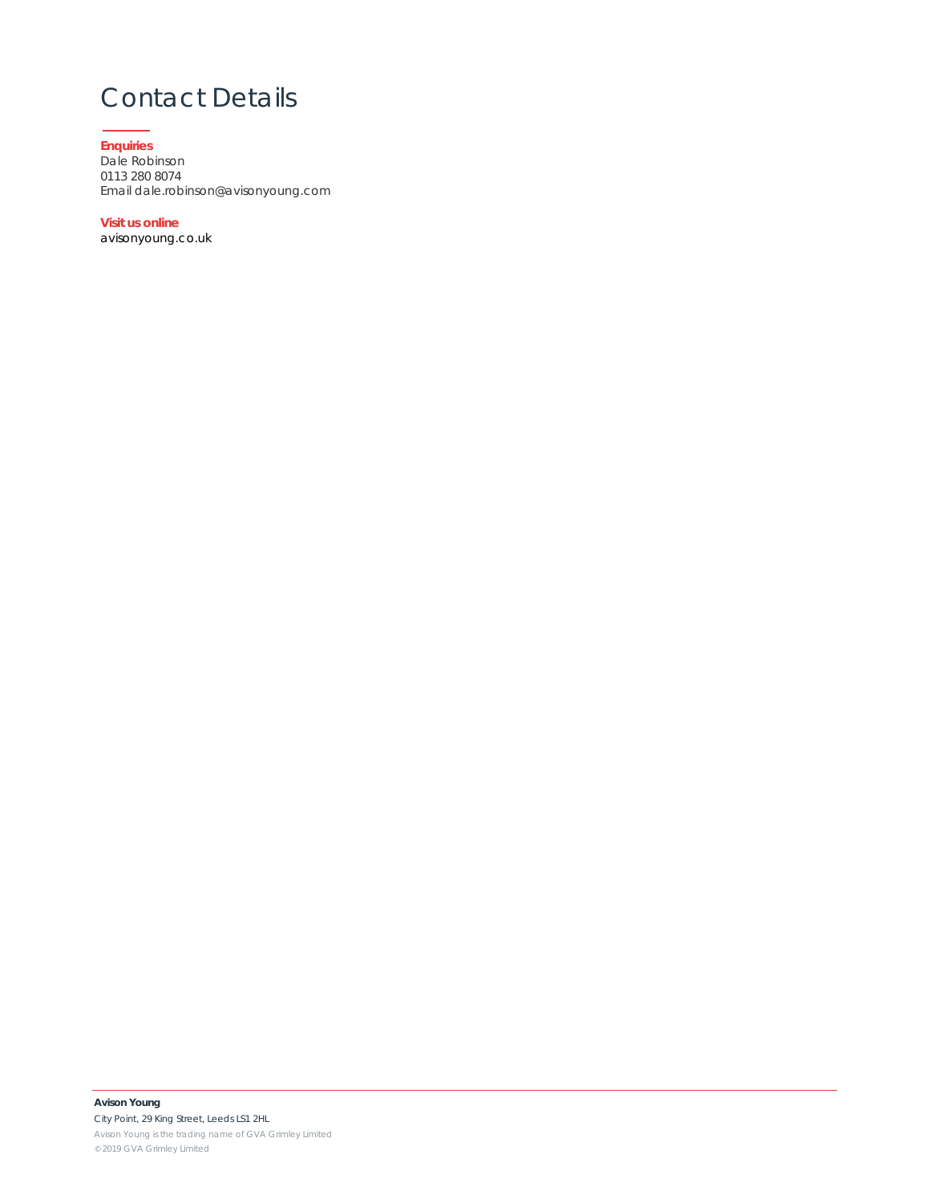# Contact Details

**Enquiries**
Dale Robinson
0113 280 8074
Email dale.robinson@avisonyoung.com

**Visit us online**
avisonyoung.co.uk

**Avison Young**
City Point, 29 King Street, Leeds LS1 2HL
Avison Young is the trading name of GVA Grimley Limited
© 2019 GVA Grimley Limited